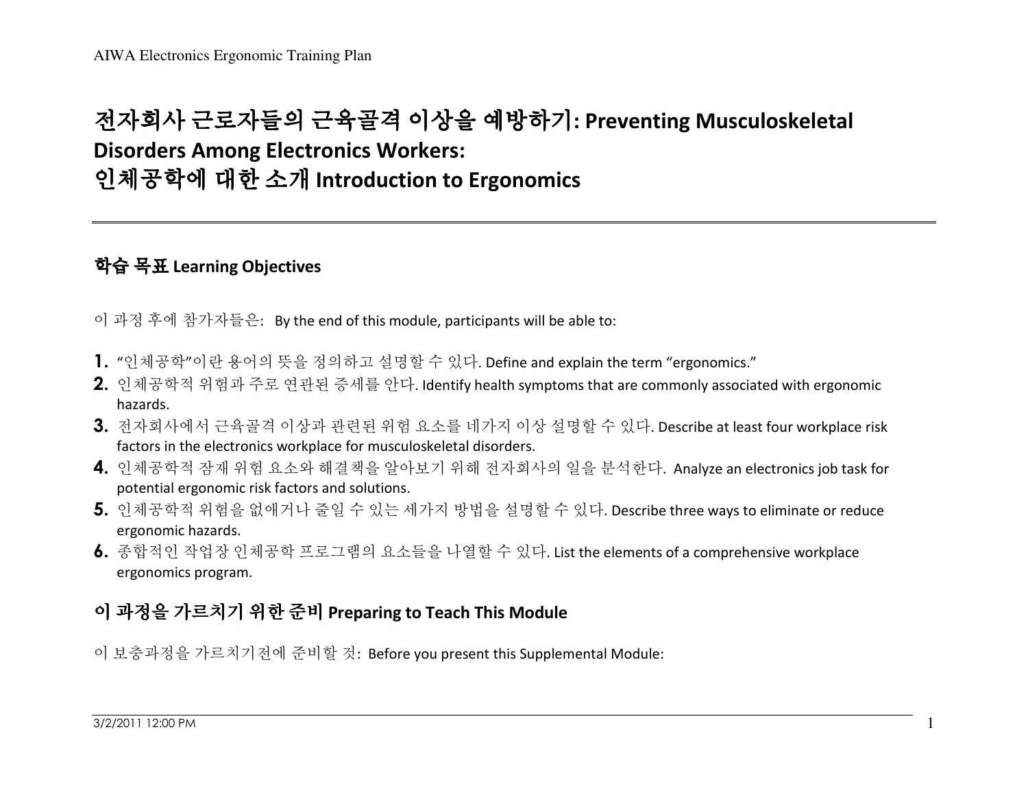# 전자회사 근로자들의 근육골격 이상을 예방하기: Preventing Musculoskeletal Disorders Among Electronics Workers: 인체공학에 대한 소개 Introduction to Ergonomics

## 학습 목표 Learning Objectives

이 과정 후에 참가자들은: By the end of this module, participants will be able to:

1. "인체공학"이란 용어의 뜻을 정의하고 설명할 수 있다. Define and explain the term "ergonomics."
2. 인체공학적 위험과 주로 연관된 증세를 안다. Identify health symptoms that are commonly associated with ergonomic hazards.
3. 전자회사에서 근육골격 이상과 관련된 위험 요소를 네가지 이상 설명할 수 있다. Describe at least four workplace risk factors in the electronics workplace for musculoskeletal disorders.
4. 인체공학적 잠재 위험 요소와 해결책을 알아보기 위해 전자회사의 일을 분석한다. Analyze an electronics job task for potential ergonomic risk factors and solutions.
5. 인체공학적 위험을 없애거나 줄일 수 있는 세가지 방법을 설명할 수 있다. Describe three ways to eliminate or reduce ergonomic hazards.
6. 종합적인 작업장 인체공학 프로그램의 요소들을 나열할 수 있다. List the elements of a comprehensive workplace ergonomics program.

## 이 과정을 가르치기 위한 준비 Preparing to Teach This Module

이 보충과정을 가르치기전에 준비할 것: Before you present this Supplemental Module: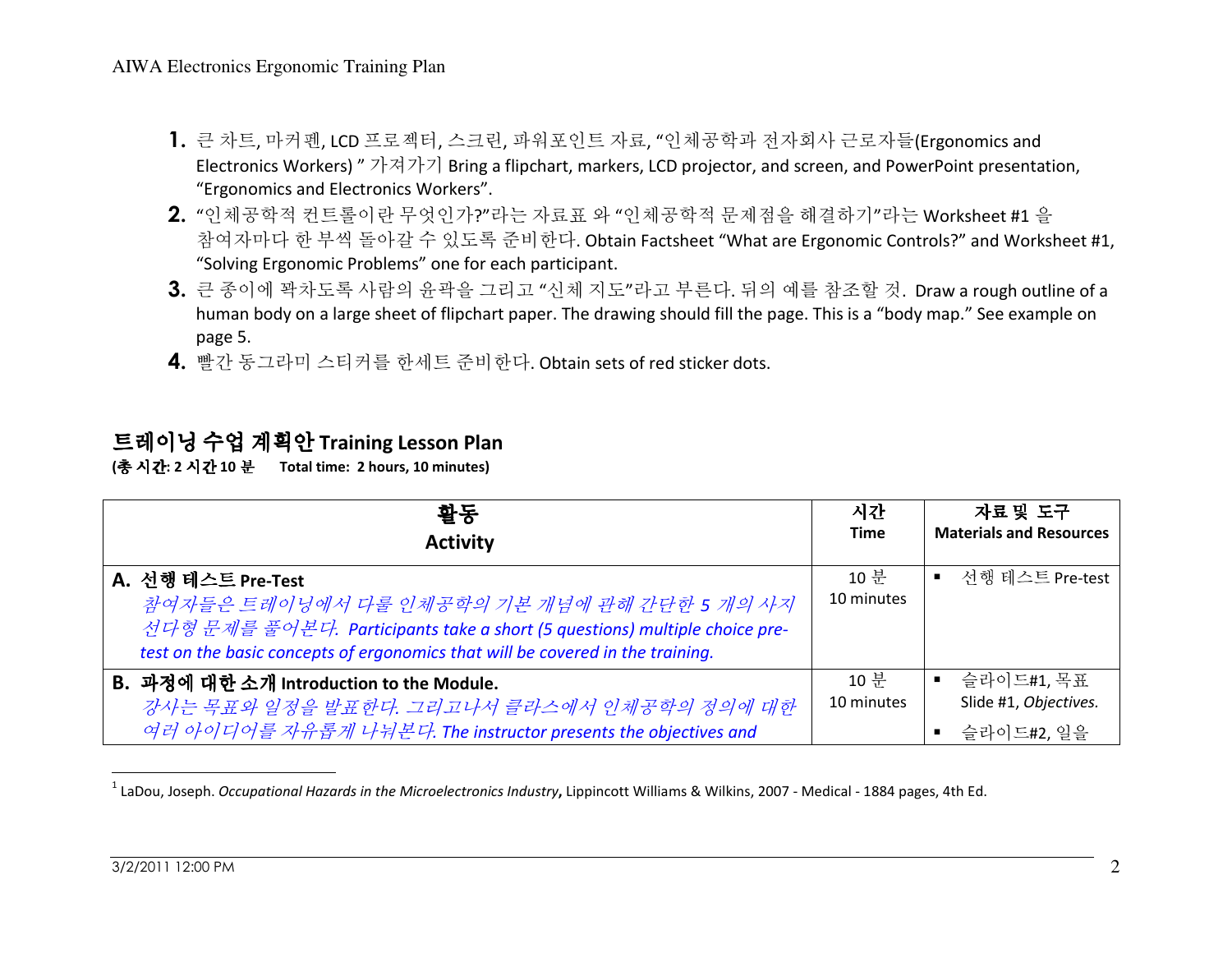1. 큰 차트, 마커펜, LCD 프로젝터, 스크린, 파워포인트 자료, "인체공학과 전자회사 근로자들(Ergonomics and Electronics Workers) " 가져가기 Bring a flipchart, markers, LCD projector, and screen, and PowerPoint presentation, "Ergonomics and Electronics Workers".
2. "인체공학적 컨트롤이란 무엇인가?"라는 자료표 와 "인체공학적 문제점을 해결하기"라는 Worksheet #1 을 참여자마다 한 부씩 돌아갈 수 있도록 준비한다. Obtain Factsheet "What are Ergonomic Controls?" and Worksheet #1, "Solving Ergonomic Problems" one for each participant.
3. 큰 종이에 꽉차도록 사람의 윤곽을 그리고 "신체 지도"라고 부른다. 뒤의 예를 참조할 것. Draw a rough outline of a human body on a large sheet of flipchart paper. The drawing should fill the page. This is a "body map." See example on page 5.
4. 빨간 동그라미 스티커를 한세트 준비한다. Obtain sets of red sticker dots.

## 트레이닝 수업 계획안 Training Lesson Plan

**(총 시간: 2 시간 10 분 Total time: 2 hours, 10 minutes)**

| 활동<br>Activity | 시간<br>Time | 자료 및 도구<br>Materials and Resources |
|---|---|---|
| **A. 선행 테스트 Pre-Test**<br>*참여자들은 트레이닝에서 다룰 인체공학의 기본 개념에 관해 간단한 5 개의 사지 선다형 문제를 풀어본다. Participants take a short (5 questions) multiple choice pre-test on the basic concepts of ergonomics that will be covered in the training.* | 10 분<br>10 minutes | ▪ 선행 테스트 Pre-test |
| **B. 과정에 대한 소개 Introduction to the Module.**<br>*강사는 목표와 일정을 발표한다. 그리고나서 클라스에서 인체공학의 정의에 대한 여러 아이디어를 자유롭게 나눠본다. The instructor presents the objectives and* | 10 분<br>10 minutes | ▪ 슬라이드#1, 목표 Slide #1, *Objectives.*<br>▪ 슬라이드#2, 일을 |

[1] LaDou, Joseph. *Occupational Hazards in the Microelectronics Industry*, Lippincott Williams & Wilkins, 2007 - Medical - 1884 pages, 4th Ed.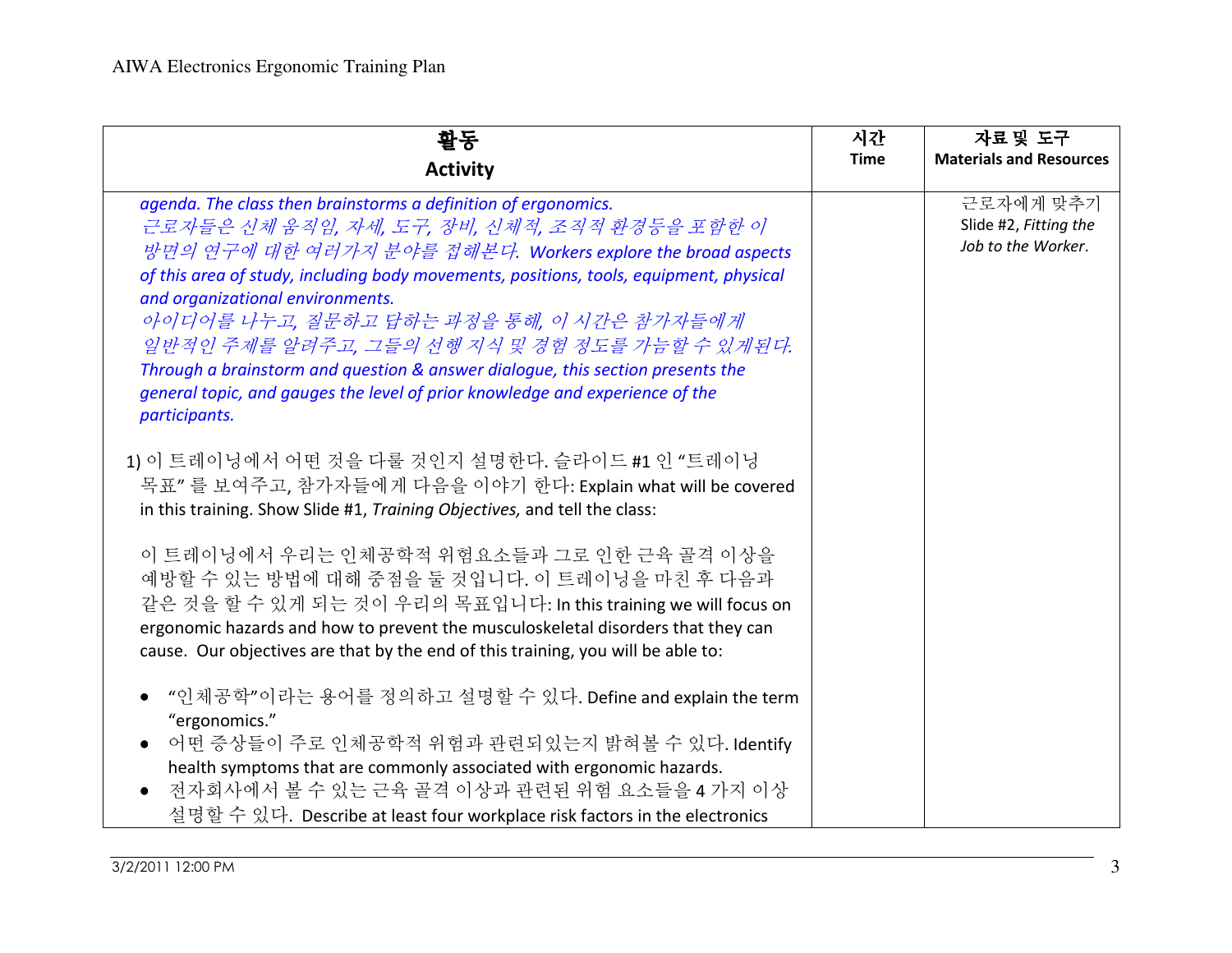| 활동<br>Activity | 시간<br>Time | 자료 및 도구<br>Materials and Resources |
|---|---|---|
| *agenda. The class then brainstorms a definition of ergonomics.*<br>*근로자들은 신체 움직임, 자세, 도구, 장비, 신체적, 조직적 환경등을 포함한 이 방면의 연구에 대한 여러가지 분야를 접해본다. Workers explore the broad aspects of this area of study, including body movements, positions, tools, equipment, physical and organizational environments.*<br>*아이디어를 나누고, 질문하고 답하는 과정을 통해, 이 시간은 참가자들에게 일반적인 주제를 알려주고, 그들의 선행 지식 및 경험 정도를 가늠할 수 있게된다. Through a brainstorm and question & answer dialogue, this section presents the general topic, and gauges the level of prior knowledge and experience of the participants.*<br><br>1) 이 트레이닝에서 어떤 것을 다룰 것인지 설명한다. 슬라이드 #1 인 "트레이닝 목표" 를 보여주고, 참가자들에게 다음을 이야기 한다: Explain what will be covered in this training. Show Slide #1, *Training Objectives,* and tell the class:<br><br>이 트레이닝에서 우리는 인체공학적 위험요소들과 그로 인한 근육 골격 이상을 예방할 수 있는 방법에 대해 중점을 둘 것입니다. 이 트레이닝을 마친 후 다음과 같은 것을 할 수 있게 되는 것이 우리의 목표입니다: In this training we will focus on ergonomic hazards and how to prevent the musculoskeletal disorders that they can cause. Our objectives are that by the end of this training, you will be able to:<br><br>• "인체공학"이라는 용어를 정의하고 설명할 수 있다. Define and explain the term "ergonomics."<br>• 어떤 증상들이 주로 인체공학적 위험과 관련되있는지 밝혀볼 수 있다. Identify health symptoms that are commonly associated with ergonomic hazards.<br>• 전자회사에서 볼 수 있는 근육 골격 이상과 관련된 위험 요소들을 4 가지 이상 설명할 수 있다. Describe at least four workplace risk factors in the electronics | | 근로자에게 맞추기<br>Slide #2, *Fitting the Job to the Worker*. |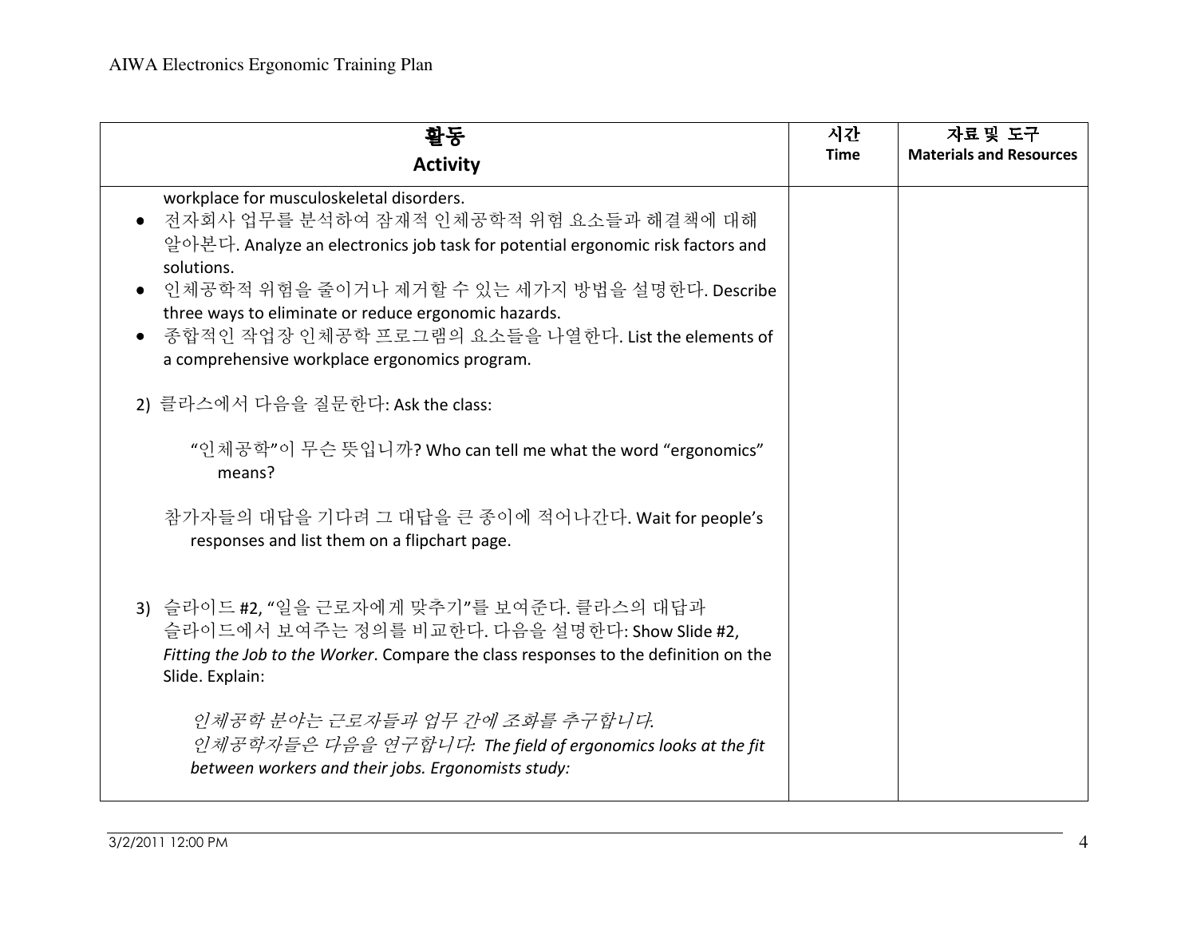| 활동<br>**Activity** | 시간<br>**Time** | 자료 및 도구<br>**Materials and Resources** |
|---|---|---|
| workplace for musculoskeletal disorders.<br>• 전자회사 업무를 분석하여 잠재적 인체공학적 위험 요소들과 해결책에 대해 알아본다. Analyze an electronics job task for potential ergonomic risk factors and solutions.<br>• 인체공학적 위험을 줄이거나 제거할 수 있는 세가지 방법을 설명한다. Describe three ways to eliminate or reduce ergonomic hazards.<br>• 종합적인 작업장 인체공학 프로그램의 요소들을 나열한다. List the elements of a comprehensive workplace ergonomics program.<br><br>2) 클라스에서 다음을 질문한다: Ask the class:<br><br>"인체공학"이 무슨 뜻입니까? Who can tell me what the word "ergonomics" means?<br><br>참가자들의 대답을 기다려 그 대답을 큰 종이에 적어나간다. Wait for people's responses and list them on a flipchart page.<br><br>3) 슬라이드 #2, "일을 근로자에게 맞추기"를 보여준다. 클라스의 대답과 슬라이드에서 보여주는 정의를 비교한다. 다음을 설명한다: Show Slide #2, *Fitting the Job to the Worker*. Compare the class responses to the definition on the Slide. Explain:<br><br>*인체공학 분야는 근로자들과 업무 간에 조화를 추구합니다. 인체공학자들은 다음을 연구합니다: The field of ergonomics looks at the fit between workers and their jobs. Ergonomists study:* | | |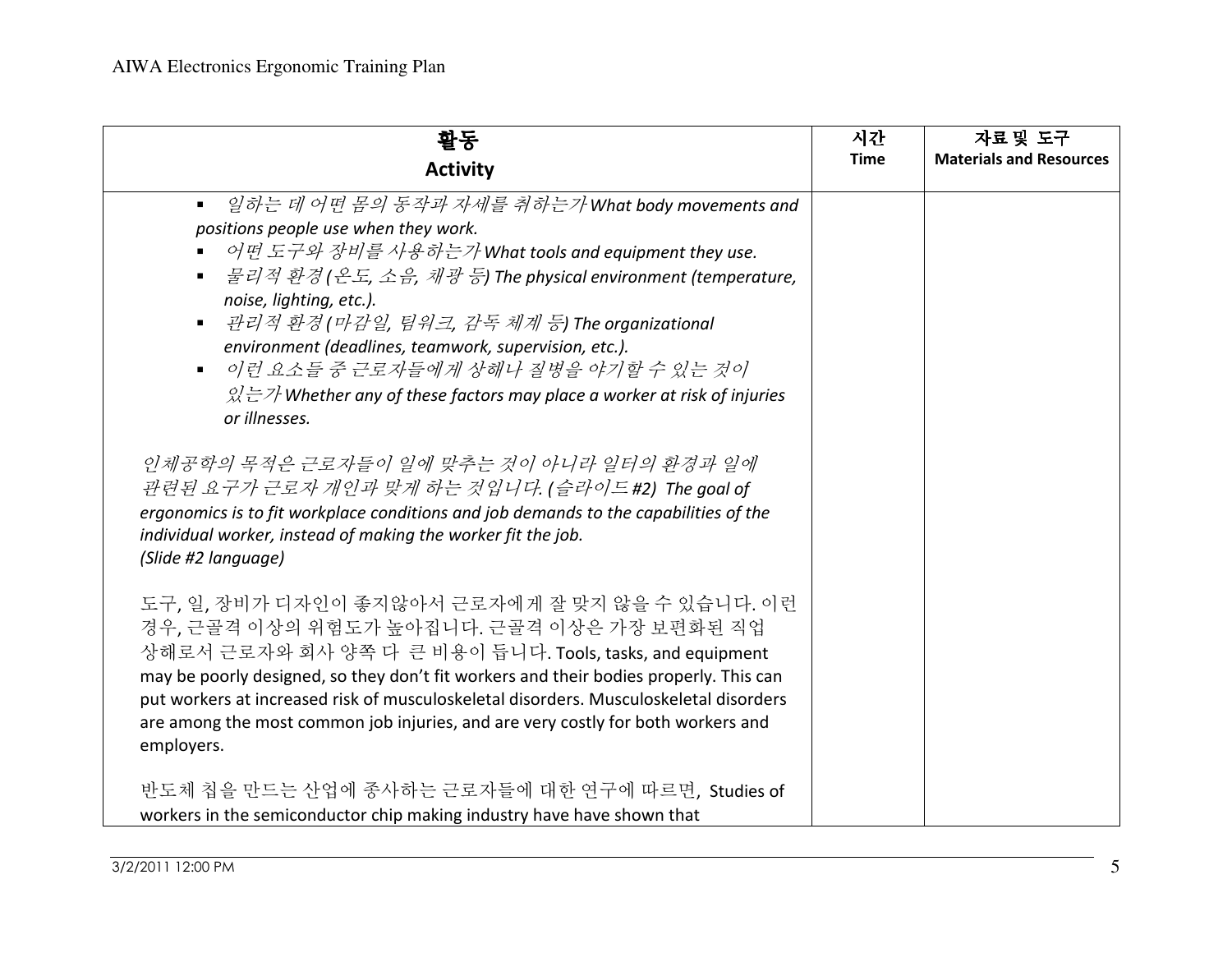| 활동<br>**Activity** | 시간<br>**Time** | 자료 및 도구<br>**Materials and Resources** |
|---|---|---|
| ▪ *일하는 데 어떤 몸의 동작과 자세를 취하는가 What body movements and positions people use when they work.*<br>▪ *어떤 도구와 장비를 사용하는가 What tools and equipment they use.*<br>▪ *물리적 환경 (온도, 소음, 채광 등) The physical environment (temperature, noise, lighting, etc.).*<br>▪ *관리적 환경 (마감일, 팀워크, 감독 체계 등) The organizational environment (deadlines, teamwork, supervision, etc.).*<br>▪ *이런 요소들 중 근로자들에게 상해나 질병을 야기할 수 있는 것이 있는가 Whether any of these factors may place a worker at risk of injuries or illnesses.*<br><br>*인체공학의 목적은 근로자들이 일에 맞추는 것이 아니라 일터의 환경과 일에 관련된 요구가 근로자 개인과 맞게 하는 것입니다. (슬라이드 #2) The goal of ergonomics is to fit workplace conditions and job demands to the capabilities of the individual worker, instead of making the worker fit the job. (Slide #2 language)*<br><br>도구, 일, 장비가 디자인이 좋지않아서 근로자에게 잘 맞지 않을 수 있습니다. 이런 경우, 근골격 이상의 위험도가 높아집니다. 근골격 이상은 가장 보편화된 직업 상해로서 근로자와 회사 양쪽 다 큰 비용이 듭니다. Tools, tasks, and equipment may be poorly designed, so they don't fit workers and their bodies properly. This can put workers at increased risk of musculoskeletal disorders. Musculoskeletal disorders are among the most common job injuries, and are very costly for both workers and employers.<br><br>반도체 칩을 만드는 산업에 종사하는 근로자들에 대한 연구에 따르면, Studies of workers in the semiconductor chip making industry have have shown that | | |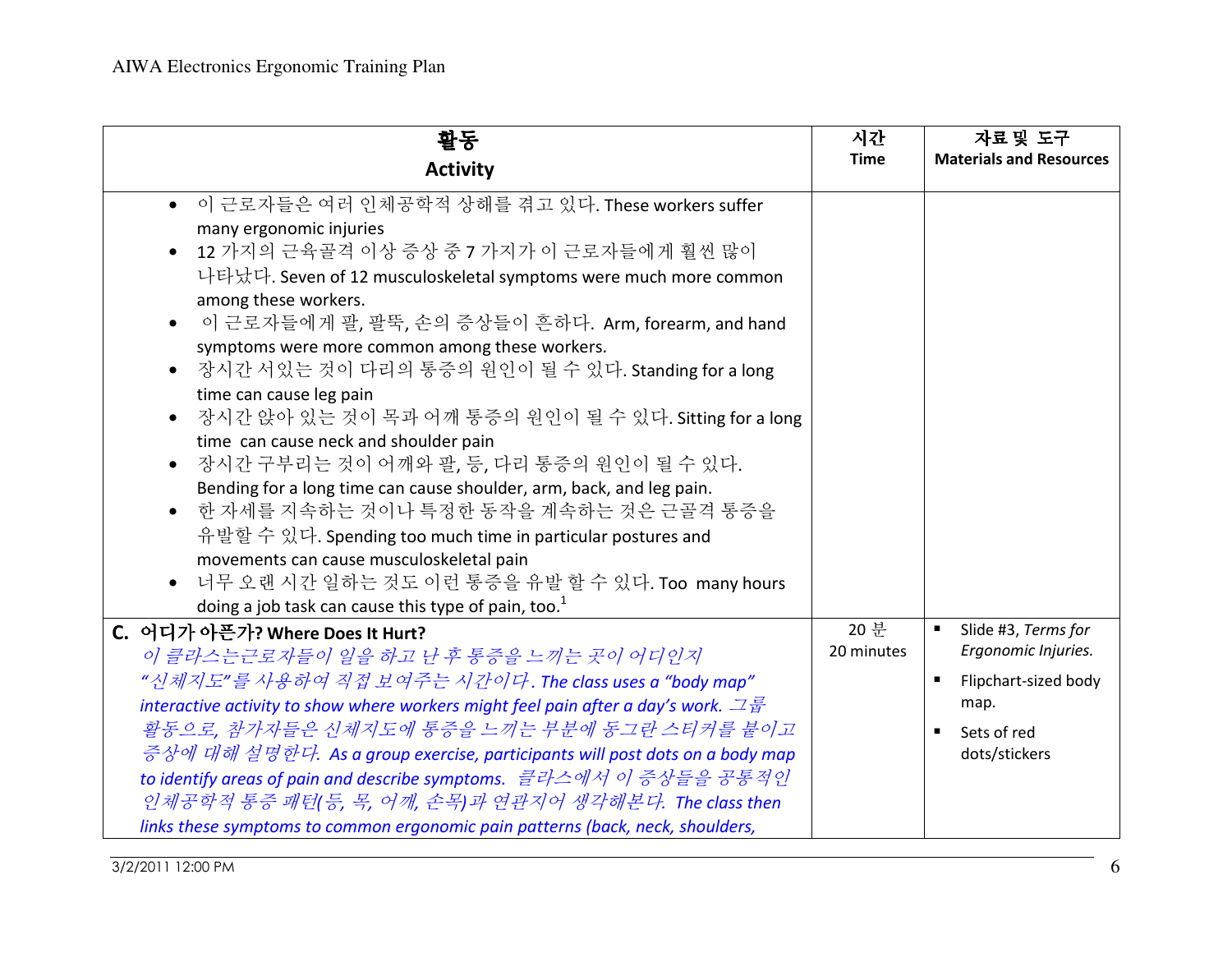| 활동<br>Activity | 시간<br>Time | 자료 및 도구<br>Materials and Resources |
|---|---|---|
| • 이 근로자들은 여러 인체공학적 상해를 겪고 있다. These workers suffer many ergonomic injuries<br>• 12 가지의 근육골격 이상 증상 중 7 가지가 이 근로자들에게 훨씬 많이 나타났다. Seven of 12 musculoskeletal symptoms were much more common among these workers.<br>• 이 근로자들에게 팔, 팔뚝, 손의 증상들이 흔하다. Arm, forearm, and hand symptoms were more common among these workers.<br>• 장시간 서있는 것이 다리의 통증의 원인이 될 수 있다. Standing for a long time can cause leg pain<br>• 장시간 앉아 있는 것이 목과 어깨 통증의 원인이 될 수 있다. Sitting for a long time can cause neck and shoulder pain<br>• 장시간 구부리는 것이 어깨와 팔, 등, 다리 통증의 원인이 될 수 있다. Bending for a long time can cause shoulder, arm, back, and leg pain.<br>• 한 자세를 지속하는 것이나 특정한 동작을 계속하는 것은 근골격 통증을 유발할 수 있다. Spending too much time in particular postures and movements can cause musculoskeletal pain<br>• 너무 오랜 시간 일하는 것도 이런 통증을 유발 할 수 있다. Too many hours doing a job task can cause this type of pain, too.[1] | | |
| **C. 어디가 아픈가? Where Does It Hurt?**<br>*이 클라스는근로자들이 일을 하고 난 후 통증을 느끼는 곳이 어디인지 "신체지도"를 사용하여 직접 보여주는 시간이다. The class uses a "body map" interactive activity to show where workers might feel pain after a day's work. 그룹 활동으로, 참가자들은 신체지도에 통증을 느끼는 부분에 동그란 스티커를 붙이고 증상에 대해 설명한다. As a group exercise, participants will post dots on a body map to identify areas of pain and describe symptoms. 클라스에서 이 증상들을 공통적인 인체공학적 통증 패턴(등, 목, 어깨, 손목)과 연관지어 생각해본다. The class then links these symptoms to common ergonomic pain patterns (back, neck, shoulders,* | 20 분<br>20 minutes | ▪ Slide #3, *Terms for Ergonomic Injuries.*<br>▪ Flipchart-sized body map.<br>▪ Sets of red dots/stickers |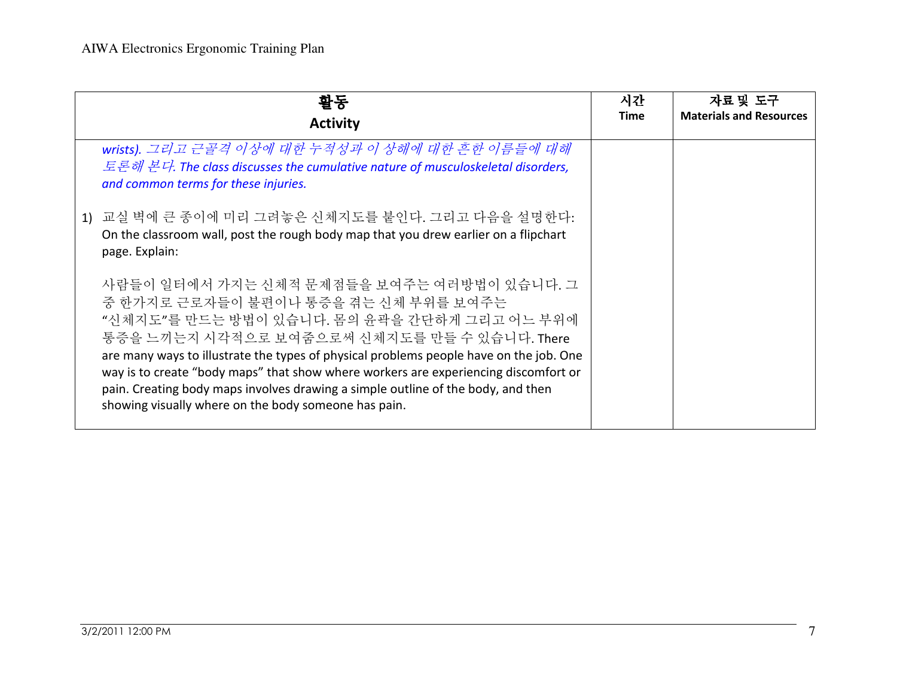| 활동<br>**Activity** | 시간<br>**Time** | 자료 및 도구<br>**Materials and Resources** |
|---|---|---|
| *wrists). 그리고 근골격 이상에 대한 누적성과 이 상해에 대한 흔한 이름들에 대해 토론해 본다. The class discusses the cumulative nature of musculoskeletal disorders, and common terms for these injuries.*<br><br>1) 교실 벽에 큰 종이에 미리 그려놓은 신체지도를 붙인다. 그리고 다음을 설명한다: On the classroom wall, post the rough body map that you drew earlier on a flipchart page. Explain:<br><br>사람들이 일터에서 가지는 신체적 문제점들을 보여주는 여러방법이 있습니다. 그 중 한가지로 근로자들이 불편이나 통증을 겪는 신체 부위를 보여주는 "신체지도"를 만드는 방법이 있습니다. 몸의 윤곽을 간단하게 그리고 어느 부위에 통증을 느끼는지 시각적으로 보여줌으로써 신체지도를 만들 수 있습니다. There are many ways to illustrate the types of physical problems people have on the job. One way is to create "body maps" that show where workers are experiencing discomfort or pain. Creating body maps involves drawing a simple outline of the body, and then showing visually where on the body someone has pain. | | |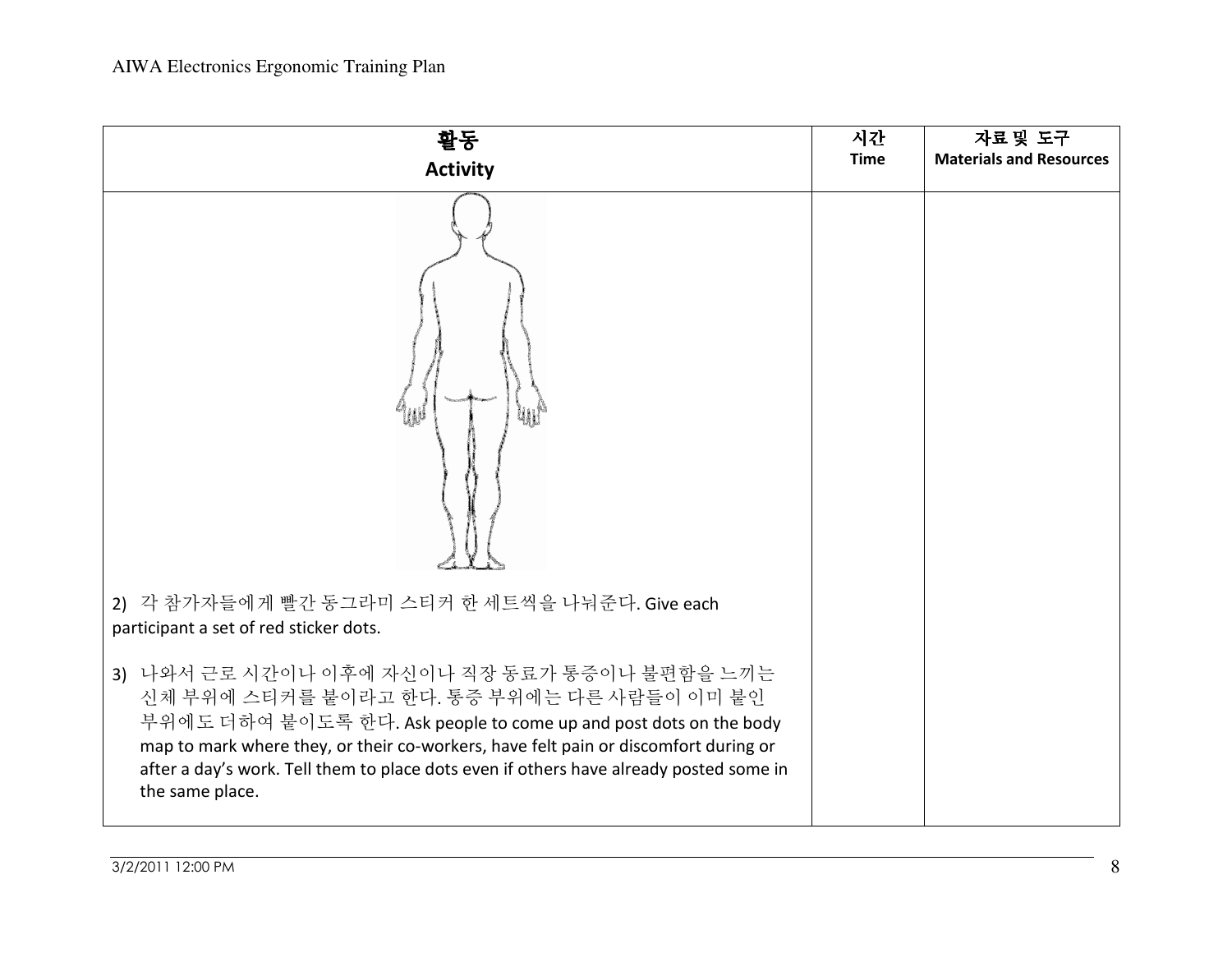| 활동<br>Activity | 시간<br>Time | 자료 및 도구<br>Materials and Resources |
| --- | --- | --- |
| 2) 각 참가자들에게 빨간 동그라미 스티커 한 세트씩을 나눠준다. Give each participant a set of red sticker dots.<br><br>3) 나와서 근로 시간이나 이후에 자신이나 직장 동료가 통증이나 불편함을 느끼는 신체 부위에 스티커를 붙이라고 한다. 통증 부위에는 다른 사람들이 이미 붙인 부위에도 더하여 붙이도록 한다. Ask people to come up and post dots on the body map to mark where they, or their co-workers, have felt pain or discomfort during or after a day's work. Tell them to place dots even if others have already posted some in the same place. | | |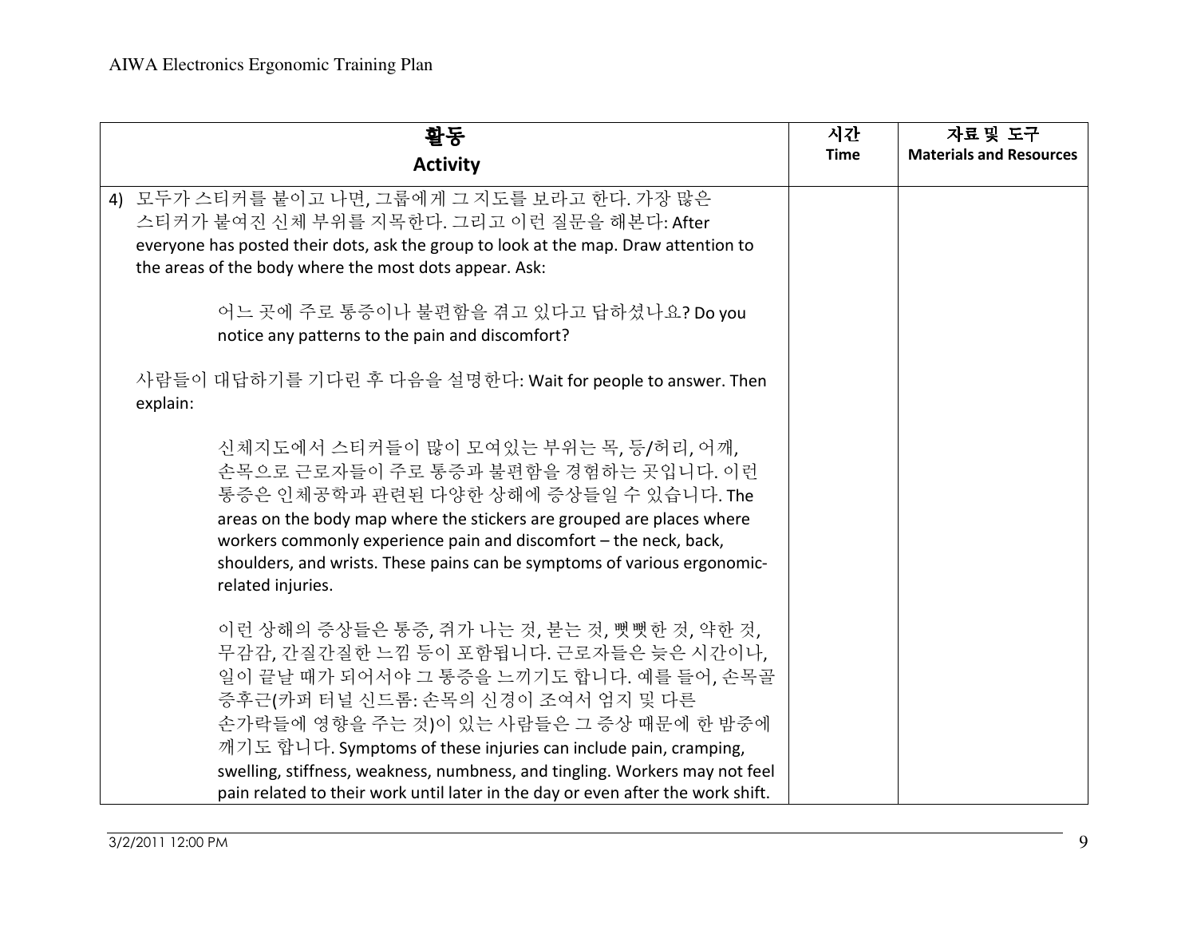| 활동<br>**Activity** | 시간<br>**Time** | 자료 및 도구<br>**Materials and Resources** |
|---|---|---|
| 4) 모두가 스티커를 붙이고 나면, 그룹에게 그 지도를 보라고 한다. 가장 많은 스티커가 붙여진 신체 부위를 지목한다. 그리고 이런 질문을 해본다: After everyone has posted their dots, ask the group to look at the map. Draw attention to the areas of the body where the most dots appear. Ask:<br><br>어느 곳에 주로 통증이나 불편함을 겪고 있다고 답하셨나요? Do you notice any patterns to the pain and discomfort?<br><br>사람들이 대답하기를 기다린 후 다음을 설명한다: Wait for people to answer. Then explain:<br><br>신체지도에서 스티커들이 많이 모여있는 부위는 목, 등/허리, 어깨, 손목으로 근로자들이 주로 통증과 불편함을 경험하는 곳입니다. 이런 통증은 인체공학과 관련된 다양한 상해에 증상들일 수 있습니다. The areas on the body map where the stickers are grouped are places where workers commonly experience pain and discomfort – the neck, back, shoulders, and wrists. These pains can be symptoms of various ergonomic-related injuries.<br><br>이런 상해의 증상들은 통증, 쥐가 나는 것, 붇는 것, 뻣뻣한 것, 약한 것, 무감감, 간질간질한 느낌 등이 포함됩니다. 근로자들은 늦은 시간이나, 일이 끝날 때가 되어서야 그 통증을 느끼기도 합니다. 예를 들어, 손목골 증후근(카퍼 터널 신드롬: 손목의 신경이 조여서 엄지 및 다른 손가락들에 영향을 주는 것)이 있는 사람들은 그 증상 때문에 한 밤중에 깨기도 합니다. Symptoms of these injuries can include pain, cramping, swelling, stiffness, weakness, numbness, and tingling. Workers may not feel pain related to their work until later in the day or even after the work shift. | | |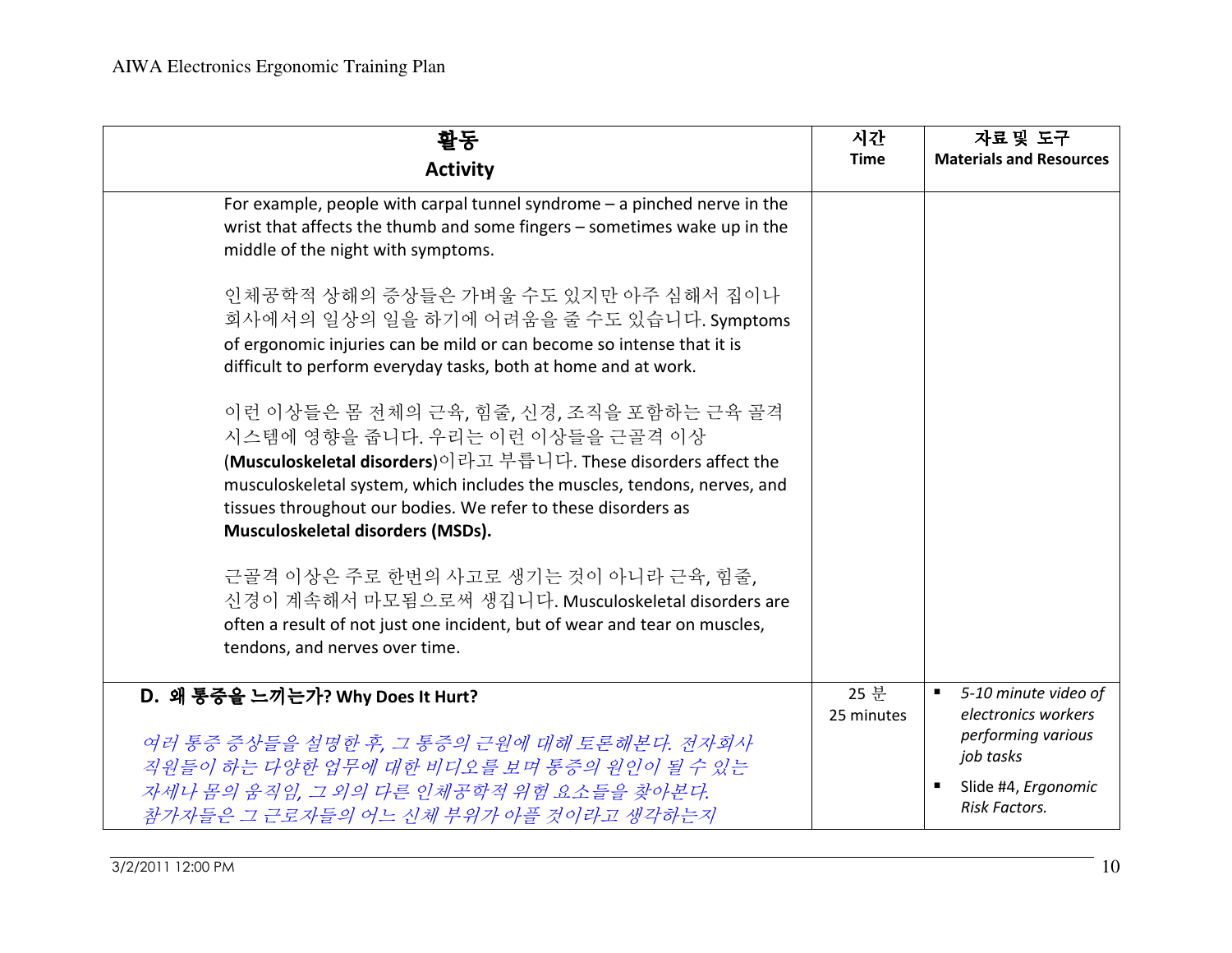| 활동<br>**Activity** | 시간<br>**Time** | 자료 및 도구<br>**Materials and Resources** |
|---|---|---|
| For example, people with carpal tunnel syndrome – a pinched nerve in the wrist that affects the thumb and some fingers – sometimes wake up in the middle of the night with symptoms.<br><br>인체공학적 상해의 증상들은 가벼울 수도 있지만 아주 심해서 집이나 회사에서의 일상의 일을 하기에 어려움을 줄 수도 있습니다. Symptoms of ergonomic injuries can be mild or can become so intense that it is difficult to perform everyday tasks, both at home and at work.<br><br>이런 이상들은 몸 전체의 근육, 힘줄, 신경, 조직을 포함하는 근육 골격 시스템에 영향을 줍니다. 우리는 이런 이상들을 근골격 이상 (**Musculoskeletal disorders**)이라고 부릅니다. These disorders affect the musculoskeletal system, which includes the muscles, tendons, nerves, and tissues throughout our bodies. We refer to these disorders as **Musculoskeletal disorders (MSDs).**<br><br>근골격 이상은 주로 한번의 사고로 생기는 것이 아니라 근육, 힘줄, 신경이 계속해서 마모됨으로써 생깁니다. Musculoskeletal disorders are often a result of not just one incident, but of wear and tear on muscles, tendons, and nerves over time. | | |
| **D. 왜 통증을 느끼는가? Why Does It Hurt?**<br><br>*여러 통증 증상들을 설명한 후, 그 통증의 근원에 대해 토론해본다. 전자회사 직원들이 하는 다양한 업무에 대한 비디오를 보며 통증의 원인이 될 수 있는 자세나 몸의 움직임, 그 외의 다른 인체공학적 위험 요소들을 찾아본다. 참가자들은 그 근로자들의 어느 신체 부위가 아플 것이라고 생각하는지* | 25 분<br>25 minutes | ▪ *5-10 minute video of electronics workers performing various job tasks*<br>▪ Slide #4, *Ergonomic Risk Factors.* |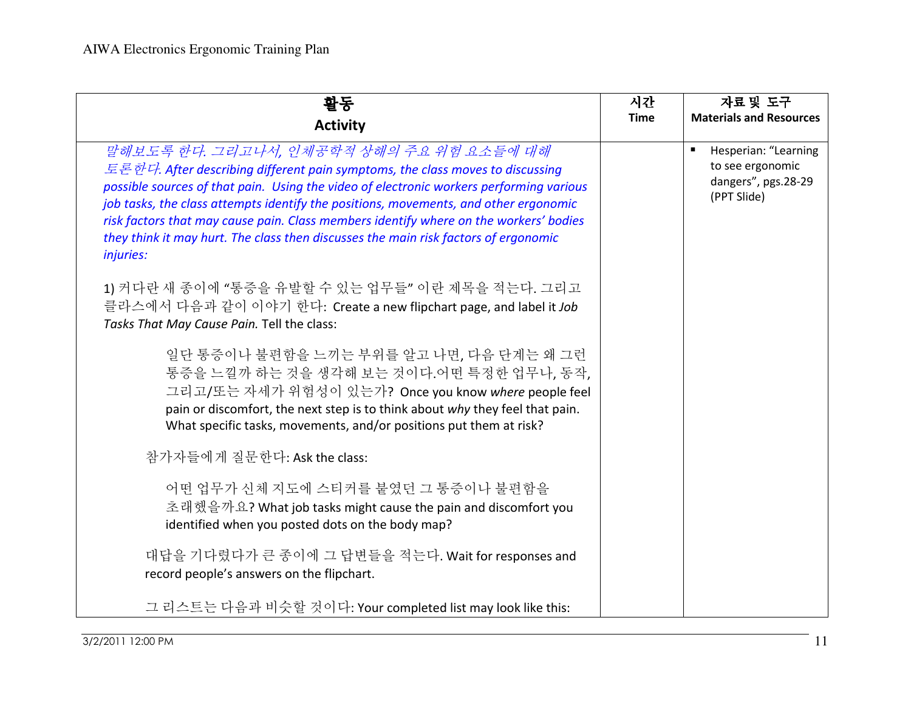| 활동<br>**Activity** | 시간<br>**Time** | 자료 및 도구<br>**Materials and Resources** |
|---|---|---|
| *말해보도록 한다. 그리고나서, 인체공학적 상해의 주요 위험 요소들에 대해 토론한다. After describing different pain symptoms, the class moves to discussing possible sources of that pain. Using the video of electronic workers performing various job tasks, the class attempts identify the positions, movements, and other ergonomic risk factors that may cause pain. Class members identify where on the workers' bodies they think it may hurt. The class then discusses the main risk factors of ergonomic injuries:*<br><br>1) 커다란 새 종이에 "통증을 유발할 수 있는 업무들" 이란 제목을 적는다. 그리고 클라스에서 다음과 같이 이야기 한다: Create a new flipchart page, and label it *Job Tasks That May Cause Pain.* Tell the class:<br><br>일단 통증이나 불편함을 느끼는 부위를 알고 나면, 다음 단계는 왜 그런 통증을 느낄까 하는 것을 생각해 보는 것이다.어떤 특정한 업무나, 동작, 그리고/또는 자세가 위험성이 있는가? Once you know *where* people feel pain or discomfort, the next step is to think about *why* they feel that pain. What specific tasks, movements, and/or positions put them at risk?<br><br>참가자들에게 질문한다: Ask the class:<br><br>어떤 업무가 신체 지도에 스티커를 붙였던 그 통증이나 불편함을 초래했을까요? What job tasks might cause the pain and discomfort you identified when you posted dots on the body map?<br><br>대답을 기다렸다가 큰 종이에 그 답변들을 적는다. Wait for responses and record people's answers on the flipchart.<br><br>그 리스트는 다음과 비슷할 것이다: Your completed list may look like this: | | ▪ Hesperian: "Learning to see ergonomic dangers", pgs.28-29 (PPT Slide) |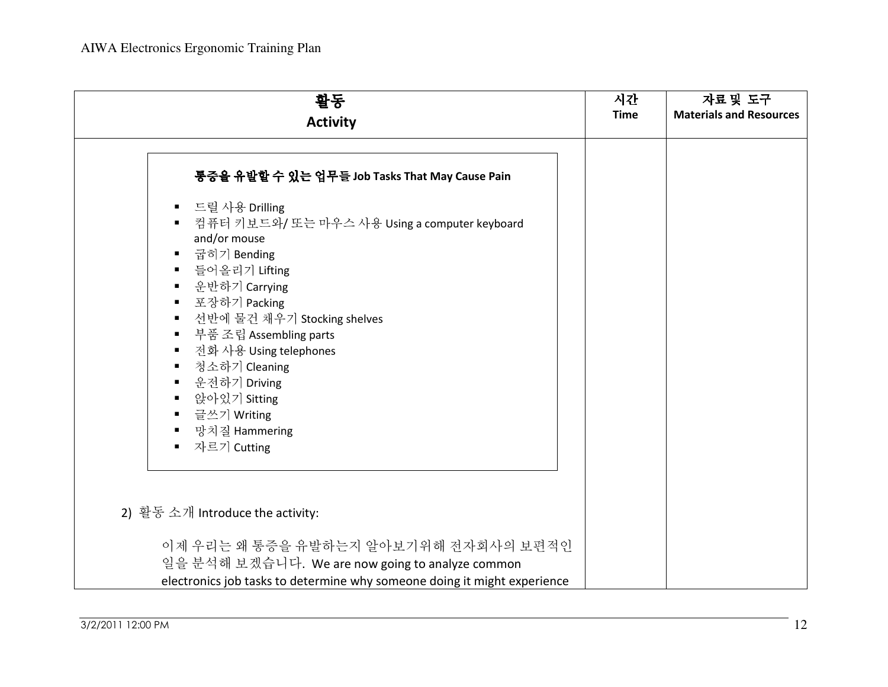| 활동<br>Activity | 시간<br>Time | 자료 및 도구<br>Materials and Resources |
|---|---|---|
| **통증을 유발할 수 있는 업무들 Job Tasks That May Cause Pain**<br><br>▪ 드릴 사용 Drilling<br>▪ 컴퓨터 키보드와/ 또는 마우스 사용 Using a computer keyboard and/or mouse<br>▪ 굽히기 Bending<br>▪ 들어올리기 Lifting<br>▪ 운반하기 Carrying<br>▪ 포장하기 Packing<br>▪ 선반에 물건 채우기 Stocking shelves<br>▪ 부품 조립 Assembling parts<br>▪ 전화 사용 Using telephones<br>▪ 청소하기 Cleaning<br>▪ 운전하기 Driving<br>▪ 앉아있기 Sitting<br>▪ 글쓰기 Writing<br>▪ 망치질 Hammering<br>▪ 자르기 Cutting<br><br>2) 활동 소개 Introduce the activity:<br><br>이제 우리는 왜 통증을 유발하는지 알아보기위해 전자회사의 보편적인 일을 분석해 보겠습니다. We are now going to analyze common electronics job tasks to determine why someone doing it might experience | | |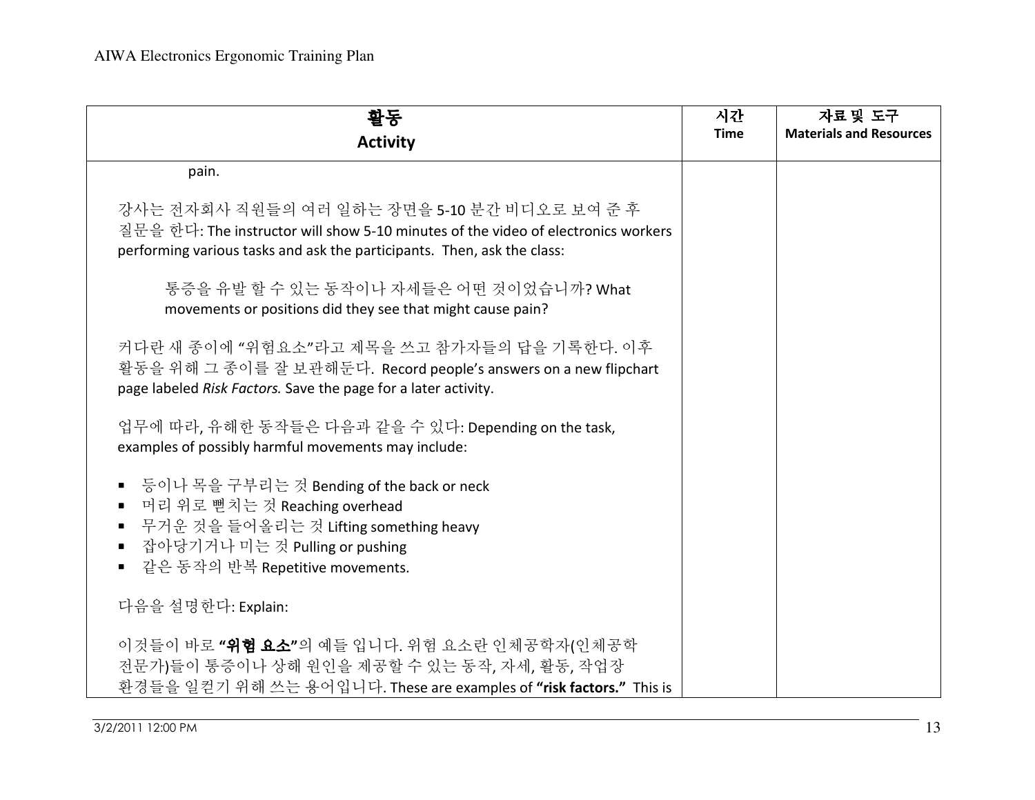| 활동<br>Activity | 시간<br>Time | 자료 및 도구<br>Materials and Resources |
|---|---|---|
| pain.<br><br>강사는 전자회사 직원들의 여러 일하는 장면을 5-10 분간 비디오로 보여 준 후 질문을 한다: The instructor will show 5-10 minutes of the video of electronics workers performing various tasks and ask the participants. Then, ask the class:<br><br>통증을 유발 할 수 있는 동작이나 자세들은 어떤 것이었습니까? What movements or positions did they see that might cause pain?<br><br>커다란 새 종이에 "위험요소"라고 제목을 쓰고 참가자들의 답을 기록한다. 이후 활동을 위해 그 종이를 잘 보관해둔다. Record people's answers on a new flipchart page labeled *Risk Factors.* Save the page for a later activity.<br><br>업무에 따라, 유해한 동작들은 다음과 같을 수 있다: Depending on the task, examples of possibly harmful movements may include:<br><br>▪ 등이나 목을 구부리는 것 Bending of the back or neck<br>▪ 머리 위로 뻗치는 것 Reaching overhead<br>▪ 무거운 것을 들어올리는 것 Lifting something heavy<br>▪ 잡아당기거나 미는 것 Pulling or pushing<br>▪ 같은 동작의 반복 Repetitive movements.<br><br>다음을 설명한다: Explain:<br><br>이것들이 바로 **"위험 요소"**의 예들 입니다. 위험 요소란 인체공학자(인체공학 전문가)들이 통증이나 상해 원인을 제공할 수 있는 동작, 자세, 활동, 작업장 환경들을 일컫기 위해 쓰는 용어입니다. These are examples of **"risk factors."** This is | | |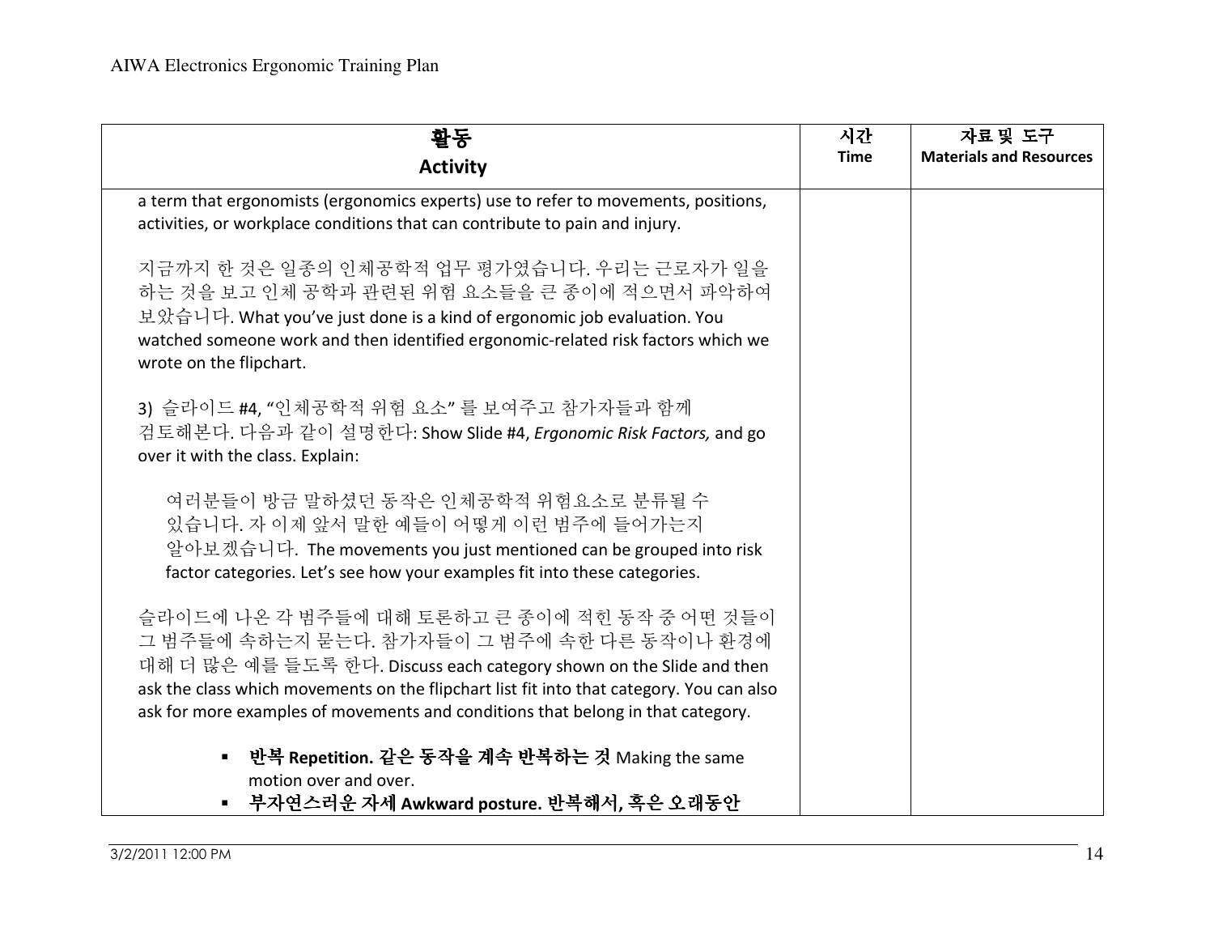| 활동<br>**Activity** | 시간<br>**Time** | 자료 및 도구<br>**Materials and Resources** |
|---|---|---|
| a term that ergonomists (ergonomics experts) use to refer to movements, positions, activities, or workplace conditions that can contribute to pain and injury.<br><br>지금까지 한 것은 일종의 인체공학적 업무 평가였습니다. 우리는 근로자가 일을 하는 것을 보고 인체 공학과 관련된 위험 요소들을 큰 종이에 적으면서 파악하여 보았습니다. What you've just done is a kind of ergonomic job evaluation. You watched someone work and then identified ergonomic-related risk factors which we wrote on the flipchart.<br><br>3) 슬라이드 #4, "인체공학적 위험 요소" 를 보여주고 참가자들과 함께 검토해본다. 다음과 같이 설명한다: Show Slide #4, *Ergonomic Risk Factors,* and go over it with the class. Explain:<br><br>여러분들이 방금 말하셨던 동작은 인체공학적 위험요소로 분류될 수 있습니다. 자 이제 앞서 말한 예들이 어떻게 이런 범주에 들어가는지 알아보겠습니다. The movements you just mentioned can be grouped into risk factor categories. Let's see how your examples fit into these categories.<br><br>슬라이드에 나온 각 범주들에 대해 토론하고 큰 종이에 적힌 동작 중 어떤 것들이 그 범주들에 속하는지 묻는다. 참가자들이 그 범주에 속한 다른 동작이나 환경에 대해 더 많은 예를 들도록 한다. Discuss each category shown on the Slide and then ask the class which movements on the flipchart list fit into that category. You can also ask for more examples of movements and conditions that belong in that category.<br><br>▪ **반복 Repetition. 같은 동작을 계속 반복하는 것** Making the same motion over and over.<br>▪ **부자연스러운 자세 Awkward posture. 반복해서, 혹은 오래동안** | | |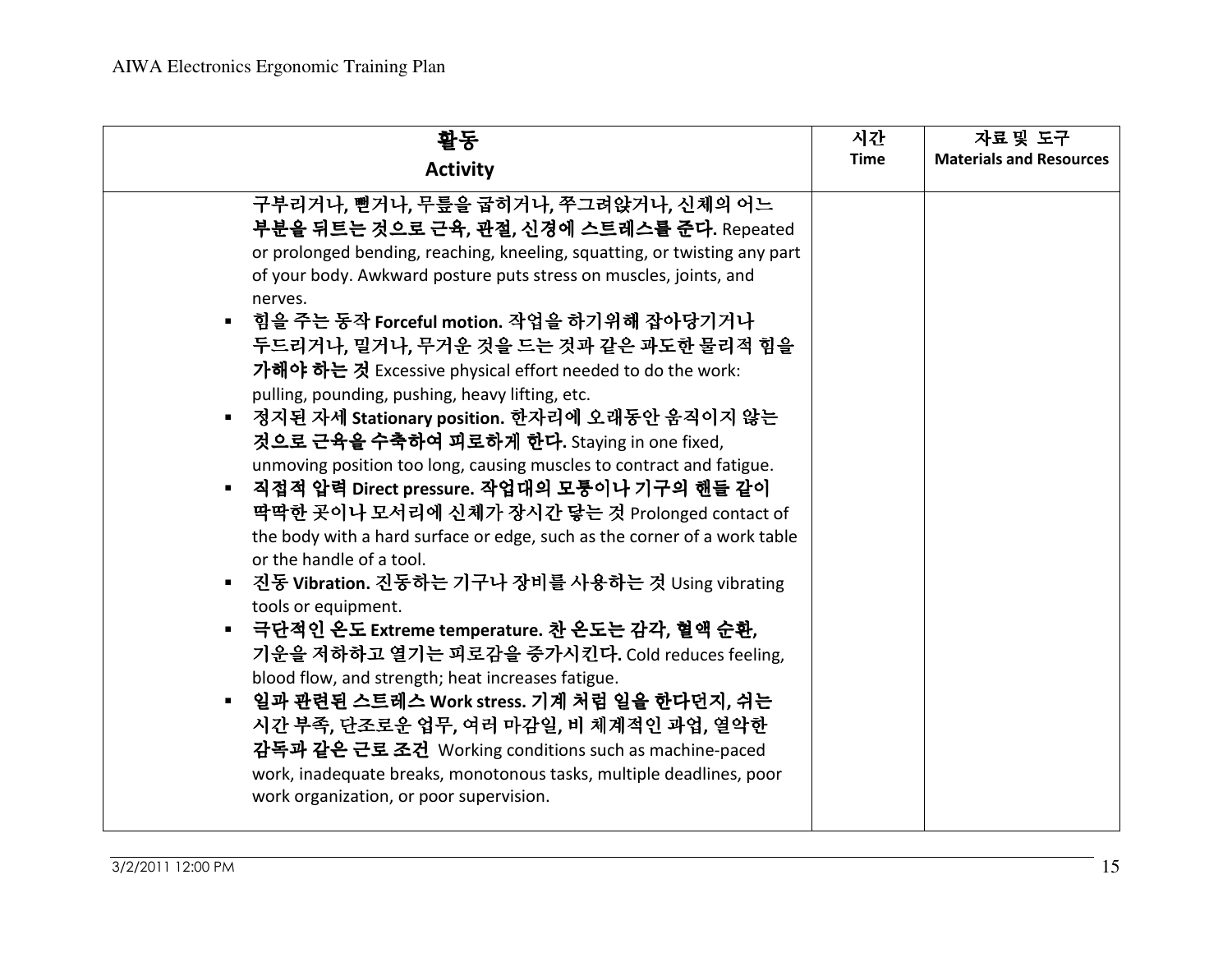| 활동<br>**Activity** | 시간<br>**Time** | 자료 및 도구<br>**Materials and Resources** |
|---|---|---|
| **구부리거나, 뻗거나, 무릎을 굽히거나, 쭈그려앉거나, 신체의 어느 부분을 뒤트는 것으로 근육, 관절, 신경에 스트레스를 준다.** Repeated or prolonged bending, reaching, kneeling, squatting, or twisting any part of your body. Awkward posture puts stress on muscles, joints, and nerves.<br>▪ 힘을 주는 동작 **Forceful motion.** 작업을 하기위해 잡아당기거나 두드리거나, 밀거나, 무거운 것을 드는 것과 같은 과도한 물리적 힘을 **가해야 하는 것** Excessive physical effort needed to do the work: pulling, pounding, pushing, heavy lifting, etc.<br>▪ 정지된 자세 **Stationary position.** 한자리에 오래동안 움직이지 않는 **것으로 근육을 수축하여 피로하게 한다.** Staying in one fixed, unmoving position too long, causing muscles to contract and fatigue.<br>▪ **직접적 압력 Direct pressure. 작업대의 모퉁이나 기구의 핸들 같이** 딱딱한 곳이나 모서리에 신체가 장시간 닿는 것 Prolonged contact of the body with a hard surface or edge, such as the corner of a work table or the handle of a tool.<br>▪ 진동 **Vibration.** 진동하는 기구나 장비를 사용하는 것 Using vibrating tools or equipment.<br>▪ **극단적인 온도 Extreme temperature. 찬 온도는 감각, 혈액 순환,** 기운을 저하하고 열기는 피로감을 증가시킨다. Cold reduces feeling, blood flow, and strength; heat increases fatigue.<br>▪ **일과 관련된 스트레스 Work stress. 기계 처럼 일을 한다던지, 쉬는** 시간 부족, 단조로운 업무, 여러 마감일, 비 체계적인 과업, 열악한 **감독과 같은 근로 조건** Working conditions such as machine-paced work, inadequate breaks, monotonous tasks, multiple deadlines, poor work organization, or poor supervision. | | |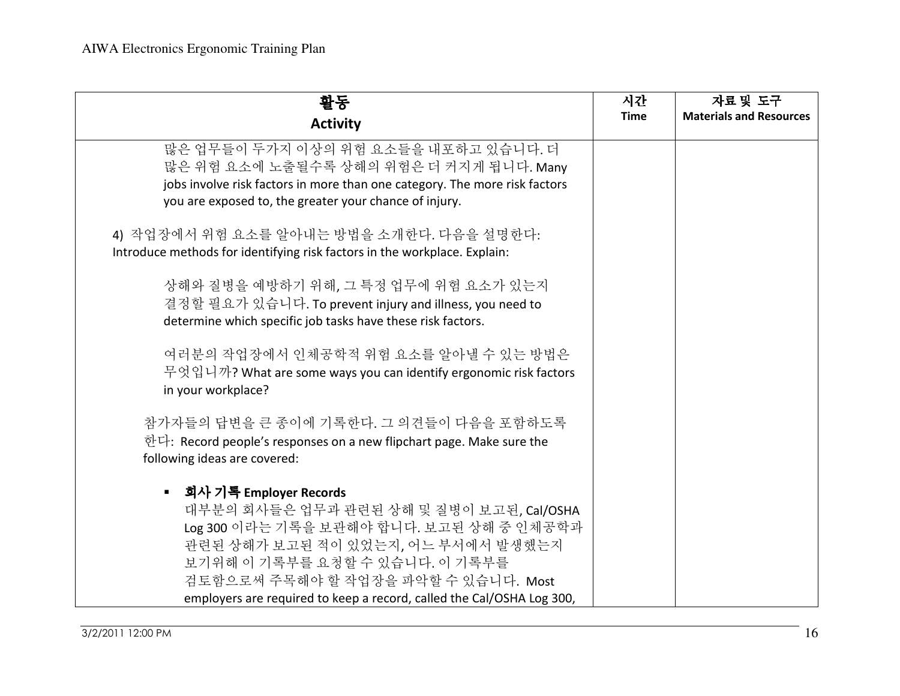| 활동<br>**Activity** | 시간<br>**Time** | 자료 및 도구<br>**Materials and Resources** |
|---|---|---|
| 많은 업무들이 두가지 이상의 위험 요소들을 내포하고 있습니다. 더 많은 위험 요소에 노출될수록 상해의 위험은 더 커지게 됩니다. Many jobs involve risk factors in more than one category. The more risk factors you are exposed to, the greater your chance of injury.<br><br>4) 작업장에서 위험 요소를 알아내는 방법을 소개한다. 다음을 설명한다: Introduce methods for identifying risk factors in the workplace. Explain:<br><br>상해와 질병을 예방하기 위해, 그 특정 업무에 위험 요소가 있는지 결정할 필요가 있습니다. To prevent injury and illness, you need to determine which specific job tasks have these risk factors.<br><br>여러분의 작업장에서 인체공학적 위험 요소를 알아낼 수 있는 방법은 무엇입니까? What are some ways you can identify ergonomic risk factors in your workplace?<br><br>참가자들의 답변을 큰 종이에 기록한다. 그 의견들이 다음을 포함하도록 한다: Record people's responses on a new flipchart page. Make sure the following ideas are covered:<br><br>▪ **회사 기록 Employer Records**<br>대부분의 회사들은 업무과 관련된 상해 및 질병이 보고된, Cal/OSHA Log 300 이라는 기록을 보관해야 합니다. 보고된 상해 중 인체공학과 관련된 상해가 보고된 적이 있었는지, 어느 부서에서 발생했는지 보기위해 이 기록부를 요청할 수 있습니다. 이 기록부를 검토함으로써 주목해야 할 작업장을 파악할 수 있습니다. Most employers are required to keep a record, called the Cal/OSHA Log 300, | | |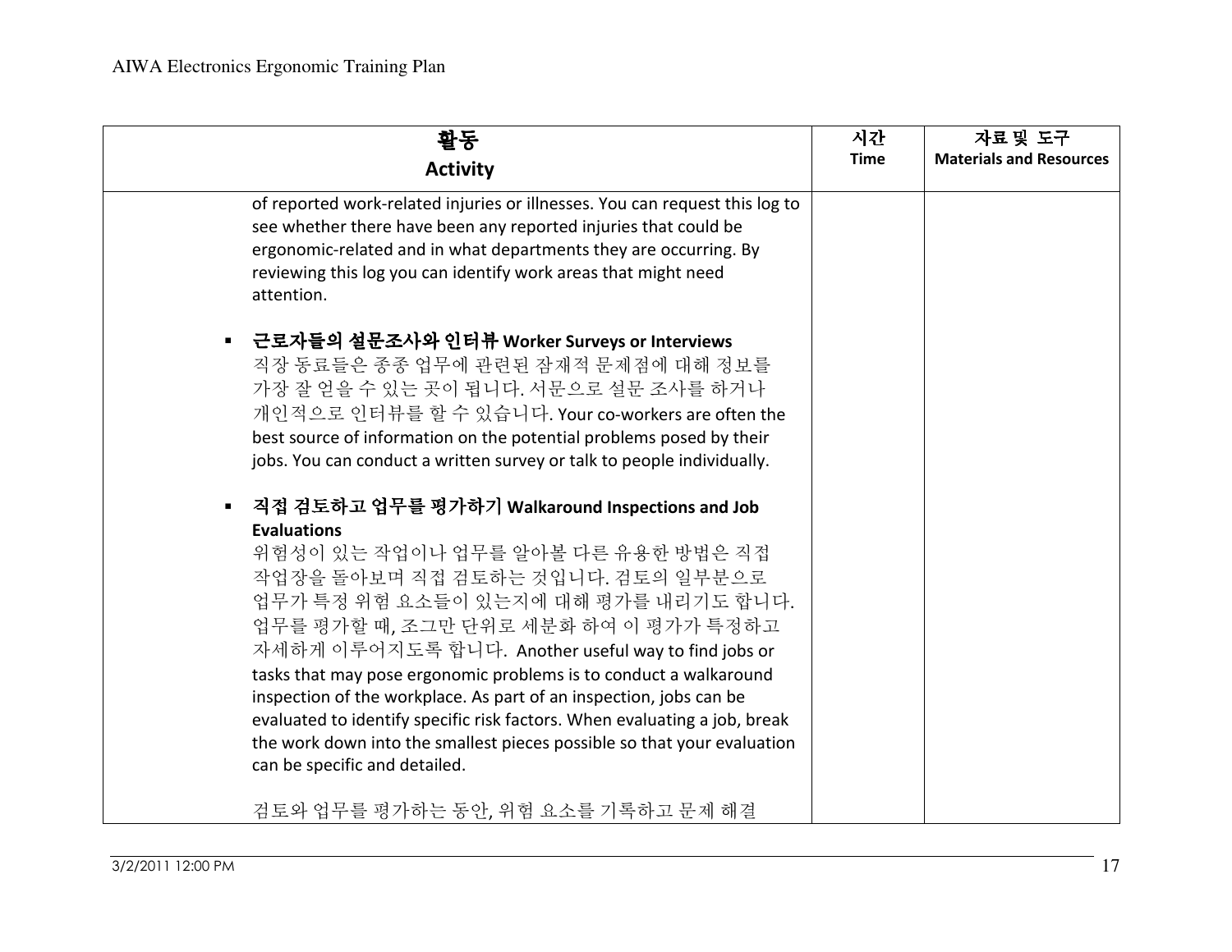| 활동 Activity | 시간 Time | 자료 및 도구 Materials and Resources |
|---|---|---|
| of reported work-related injuries or illnesses. You can request this log to see whether there have been any reported injuries that could be ergonomic-related and in what departments they are occurring. By reviewing this log you can identify work areas that might need attention.<br><br>▪ **근로자들의 설문조사와 인터뷰 Worker Surveys or Interviews**<br>직장 동료들은 종종 업무에 관련된 잠재적 문제점에 대해 정보를 가장 잘 얻을 수 있는 곳이 됩니다. 서문으로 설문 조사를 하거나 개인적으로 인터뷰를 할 수 있습니다. Your co-workers are often the best source of information on the potential problems posed by their jobs. You can conduct a written survey or talk to people individually.<br><br>▪ **직접 검토하고 업무를 평가하기 Walkaround Inspections and Job Evaluations**<br>위험성이 있는 작업이나 업무를 알아볼 다른 유용한 방법은 직접 작업장을 돌아보며 직접 검토하는 것입니다. 검토의 일부분으로 업무가 특정 위험 요소들이 있는지에 대해 평가를 내리기도 합니다. 업무를 평가할 때, 조그만 단위로 세분화 하여 이 평가가 특정하고 자세하게 이루어지도록 합니다. Another useful way to find jobs or tasks that may pose ergonomic problems is to conduct a walkaround inspection of the workplace. As part of an inspection, jobs can be evaluated to identify specific risk factors. When evaluating a job, break the work down into the smallest pieces possible so that your evaluation can be specific and detailed.<br><br>검토와 업무를 평가하는 동안, 위험 요소를 기록하고 문제 해결 | | |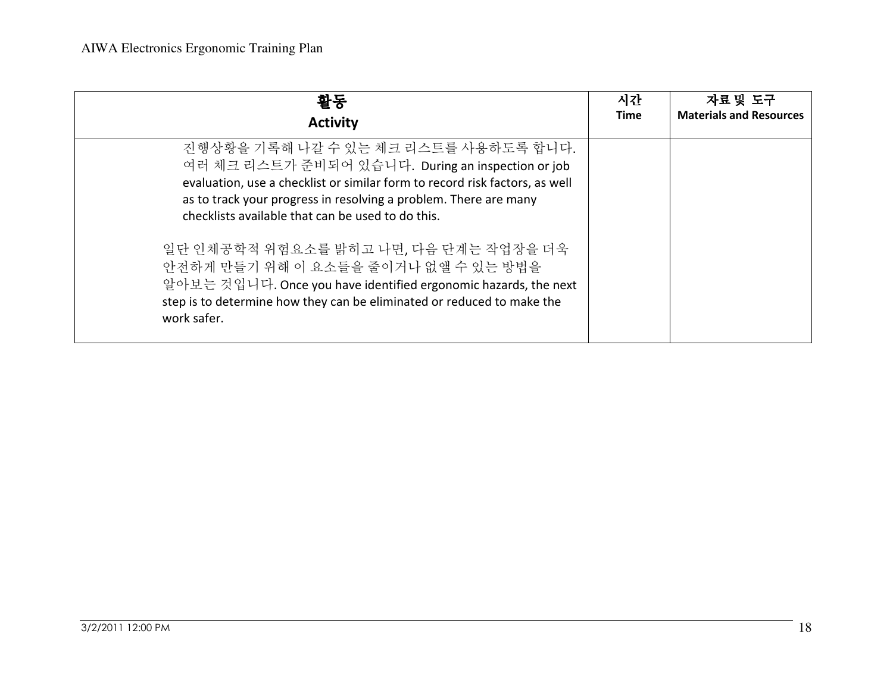| 활동<br>Activity | 시간<br>Time | 자료 및 도구<br>Materials and Resources |
| --- | --- | --- |
| 진행상황을 기록해 나갈 수 있는 체크 리스트를 사용하도록 합니다. 여러 체크 리스트가 준비되어 있습니다. During an inspection or job evaluation, use a checklist or similar form to record risk factors, as well as to track your progress in resolving a problem. There are many checklists available that can be used to do this.<br><br>일단 인체공학적 위험요소를 밝히고 나면, 다음 단계는 작업장을 더욱 안전하게 만들기 위해 이 요소들을 줄이거나 없앨 수 있는 방법을 알아보는 것입니다. Once you have identified ergonomic hazards, the next step is to determine how they can be eliminated or reduced to make the work safer. | | |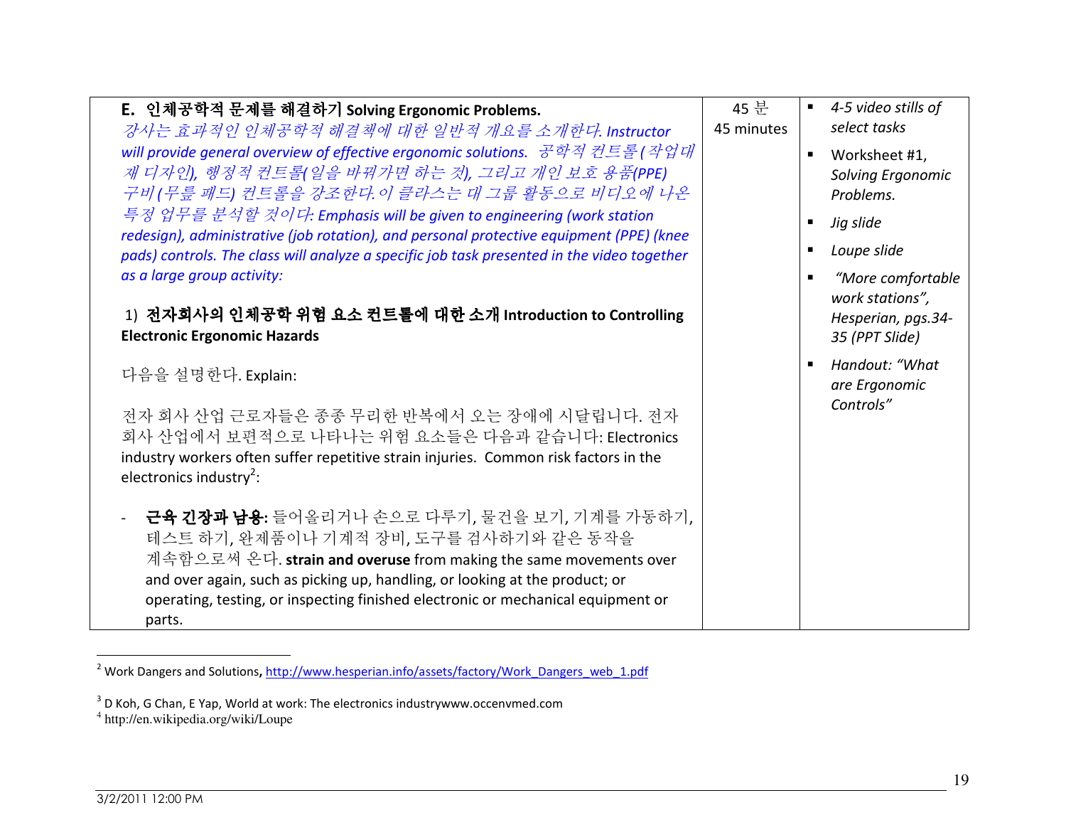| **E. 인체공학적 문제를 해결하기 Solving Ergonomic Problems.**<br>*강사는 효과적인 인체공학적 해결책에 대한 일반적 개요를 소개한다. Instructor will provide general overview of effective ergonomic solutions. 공학적 컨트롤(작업대 재 디자인), 행정적 컨트롤(일을 바꿔가면 하는 것), 그리고 개인 보호 용품(PPE) 구비(무릎 패드) 컨트롤을 강조한다. 이 클라스는 대 그룹 활동으로 비디오에 나온 특정 업무를 분석할 것이다: Emphasis will be given to engineering (work station redesign), administrative (job rotation), and personal protective equipment (PPE) (knee pads) controls. The class will analyze a specific job task presented in the video together as a large group activity:*<br><br>1) **전자회사의 인체공학 위험 요소 컨트롤에 대한 소개 Introduction to Controlling Electronic Ergonomic Hazards**<br><br>다음을 설명한다. Explain:<br><br>전자 회사 산업 근로자들은 종종 무리한 반복에서 오는 장애에 시달립니다. 전자 회사 산업에서 보편적으로 나타나는 위험 요소들은 다음과 같습니다: Electronics industry workers often suffer repetitive strain injuries. Common risk factors in the electronics industry[2]:<br><br>- **근육 긴장과 남용:** 들어올리거나 손으로 다루기, 물건을 보기, 기계를 가동하기, 테스트 하기, 완제품이나 기계적 장비, 도구를 검사하기와 같은 동작을 계속함으로써 온다. **strain and overuse** from making the same movements over and over again, such as picking up, handling, or looking at the product; or operating, testing, or inspecting finished electronic or mechanical equipment or parts. | 45 분<br>45 minutes | ▪ *4-5 video stills of select tasks*<br>▪ Worksheet #1, *Solving Ergonomic Problems.*<br>▪ *Jig slide*<br>▪ *Loupe slide*<br>▪ *"More comfortable work stations", Hesperian, pgs.34-35 (PPT Slide)*<br>▪ *Handout: "What are Ergonomic Controls"* |
|---|---|---|

[2] Work Dangers and Solutions, http://www.hesperian.info/assets/factory/Work_Dangers_web_1.pdf

[3] D Koh, G Chan, E Yap, World at work: The electronics industrywww.occenvmed.com

[4] http://en.wikipedia.org/wiki/Loupe

3/2/2011 12:00 PM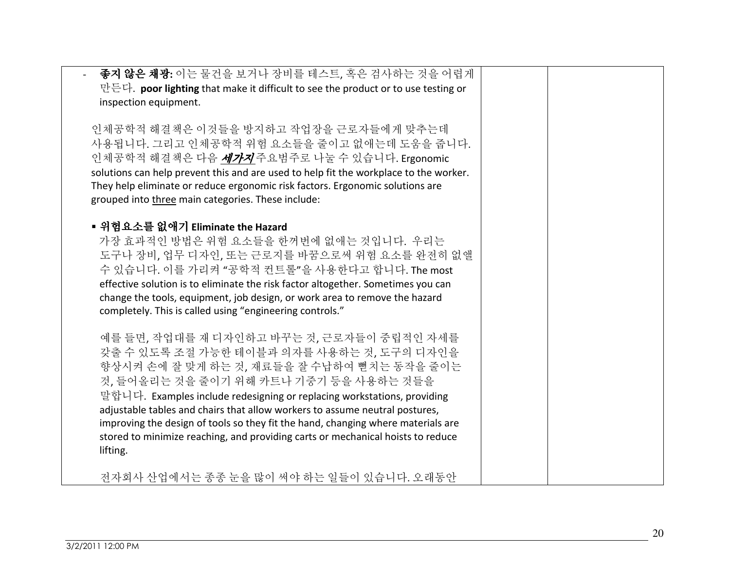| | | |
|---|---|---|
| - **좋지 않은 채광:** 이는 물건을 보거나 장비를 테스트, 혹은 검사하는 것을 어렵게 만든다. **poor lighting** that make it difficult to see the product or to use testing or inspection equipment.<br><br>인체공학적 해결책은 이것들을 방지하고 작업장을 근로자들에게 맞추는데 사용됩니다. 그리고 인체공학적 위험 요소들을 줄이고 없애는데 도움을 줍니다. 인체공학적 해결책은 다음 ***<u>세가지</u>*** 주요범주로 나눌 수 있습니다. Ergonomic solutions can help prevent this and are used to help fit the workplace to the worker. They help eliminate or reduce ergonomic risk factors. Ergonomic solutions are grouped into <u>three</u> main categories. These include:<br><br>▪ **위험요소를 없애기 Eliminate the Hazard**<br>가장 효과적인 방법은 위험 요소들을 한꺼번에 없애는 것입니다. 우리는 도구나 장비, 업무 디자인, 또는 근로지를 바꿈으로써 위험 요소를 완전히 없앨 수 있습니다. 이를 가리켜 "공학적 컨트롤"을 사용한다고 합니다. The most effective solution is to eliminate the risk factor altogether. Sometimes you can change the tools, equipment, job design, or work area to remove the hazard completely. This is called using "engineering controls."<br><br>예를 들면, 작업대를 재 디자인하고 바꾸는 것, 근로자들이 중립적인 자세를 갖출 수 있도록 조절 가능한 테이블과 의자를 사용하는 것, 도구의 디자인을 향상시켜 손에 잘 맞게 하는 것, 재료들을 잘 수납하여 뻗치는 동작을 줄이는 것, 들어올리는 것을 줄이기 위해 카트나 기중기 등을 사용하는 것들을 말합니다. Examples include redesigning or replacing workstations, providing adjustable tables and chairs that allow workers to assume neutral postures, improving the design of tools so they fit the hand, changing where materials are stored to minimize reaching, and providing carts or mechanical hoists to reduce lifting.<br><br>전자회사 산업에서는 종종 눈을 많이 써야 하는 일들이 있습니다. 오래동안 | | |

3/2/2011 12:00 PM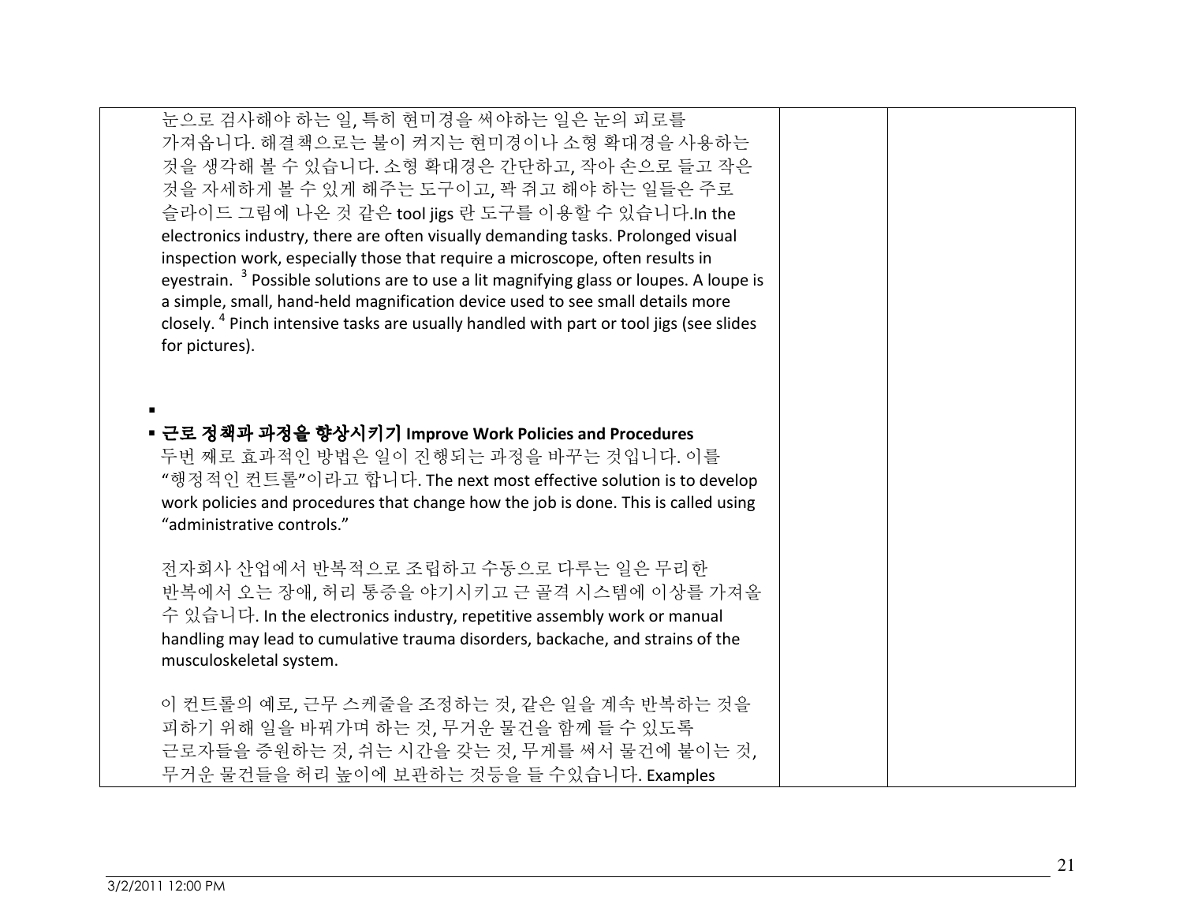| | | |
|---|---|---|
| 눈으로 검사해야 하는 일, 특히 현미경을 써야하는 일은 눈의 피로를 가져옵니다. 해결책으로는 불이 켜지는 현미경이나 소형 확대경을 사용하는 것을 생각해 볼 수 있습니다. 소형 확대경은 간단하고, 작아 손으로 들고 작은 것을 자세하게 볼 수 있게 해주는 도구이고, 꽉 쥐고 해야 하는 일들은 주로 슬라이드 그림에 나온 것 같은 tool jigs 란 도구를 이용할 수 있습니다.In the electronics industry, there are often visually demanding tasks. Prolonged visual inspection work, especially those that require a microscope, often results in eyestrain. [3] Possible solutions are to use a lit magnifying glass or loupes. A loupe is a simple, small, hand-held magnification device used to see small details more closely. [4] Pinch intensive tasks are usually handled with part or tool jigs (see slides for pictures).<br><br>▪<br>▪ **근로 정책과 과정을 향상시키기 Improve Work Policies and Procedures**<br>두번 째로 효과적인 방법은 일이 진행되는 과정을 바꾸는 것입니다. 이를 "행정적인 컨트롤"이라고 합니다. The next most effective solution is to develop work policies and procedures that change how the job is done. This is called using "administrative controls."<br><br>전자회사 산업에서 반복적으로 조립하고 수동으로 다루는 일은 무리한 반복에서 오는 장애, 허리 통증을 야기시키고 근 골격 시스템에 이상를 가져올 수 있습니다. In the electronics industry, repetitive assembly work or manual handling may lead to cumulative trauma disorders, backache, and strains of the musculoskeletal system.<br><br>이 컨트롤의 예로, 근무 스케줄을 조정하는 것, 같은 일을 계속 반복하는 것을 피하기 위해 일을 바꿔가며 하는 것, 무거운 물건을 함께 들 수 있도록 근로자들을 증원하는 것, 쉬는 시간을 갖는 것, 무게를 써서 물건에 붙이는 것, 무거운 물건들을 허리 높이에 보관하는 것등을 들 수있습니다. Examples | | |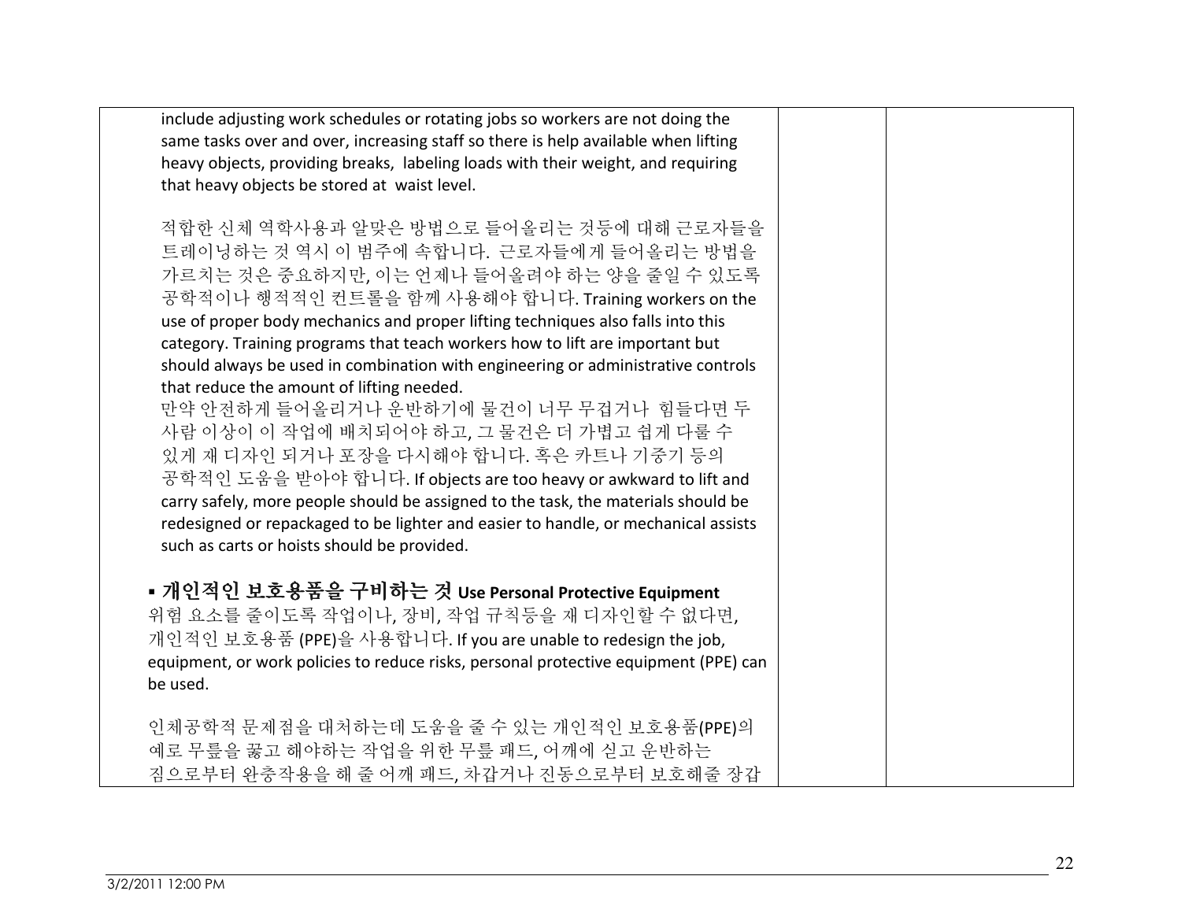| | | |
|---|---|---|
| include adjusting work schedules or rotating jobs so workers are not doing the same tasks over and over, increasing staff so there is help available when lifting heavy objects, providing breaks, labeling loads with their weight, and requiring that heavy objects be stored at waist level.<br><br>적합한 신체 역학사용과 알맞은 방법으로 들어올리는 것등에 대해 근로자들을 트레이닝하는 것 역시 이 범주에 속합니다. 근로자들에게 들어올리는 방법을 가르치는 것은 중요하지만, 이는 언제나 들어올려야 하는 양을 줄일 수 있도록 공학적이나 행적적인 컨트롤을 함께 사용해야 합니다. Training workers on the use of proper body mechanics and proper lifting techniques also falls into this category. Training programs that teach workers how to lift are important but should always be used in combination with engineering or administrative controls that reduce the amount of lifting needed.<br>만약 안전하게 들어올리거나 운반하기에 물건이 너무 무겁거나 힘들다면 두 사람 이상이 이 작업에 배치되어야 하고, 그 물건은 더 가볍고 쉽게 다룰 수 있게 재 디자인 되거나 포장을 다시해야 합니다. 혹은 카트나 기중기 등의 공학적인 도움을 받아야 합니다. If objects are too heavy or awkward to lift and carry safely, more people should be assigned to the task, the materials should be redesigned or repackaged to be lighter and easier to handle, or mechanical assists such as carts or hoists should be provided.<br><br>▪ **개인적인 보호용품을 구비하는 것 Use Personal Protective Equipment**<br>위험 요소를 줄이도록 작업이나, 장비, 작업 규칙등을 재 디자인할 수 없다면, 개인적인 보호용품 (PPE)을 사용합니다. If you are unable to redesign the job, equipment, or work policies to reduce risks, personal protective equipment (PPE) can be used.<br><br>인체공학적 문제점을 대처하는데 도움을 줄 수 있는 개인적인 보호용품(PPE)의 예로 무릎을 꿇고 해야하는 작업을 위한 무릎 패드, 어깨에 싣고 운반하는 짐으로부터 완충작용을 해 줄 어깨 패드, 차갑거나 진동으로부터 보호해줄 장갑 | | |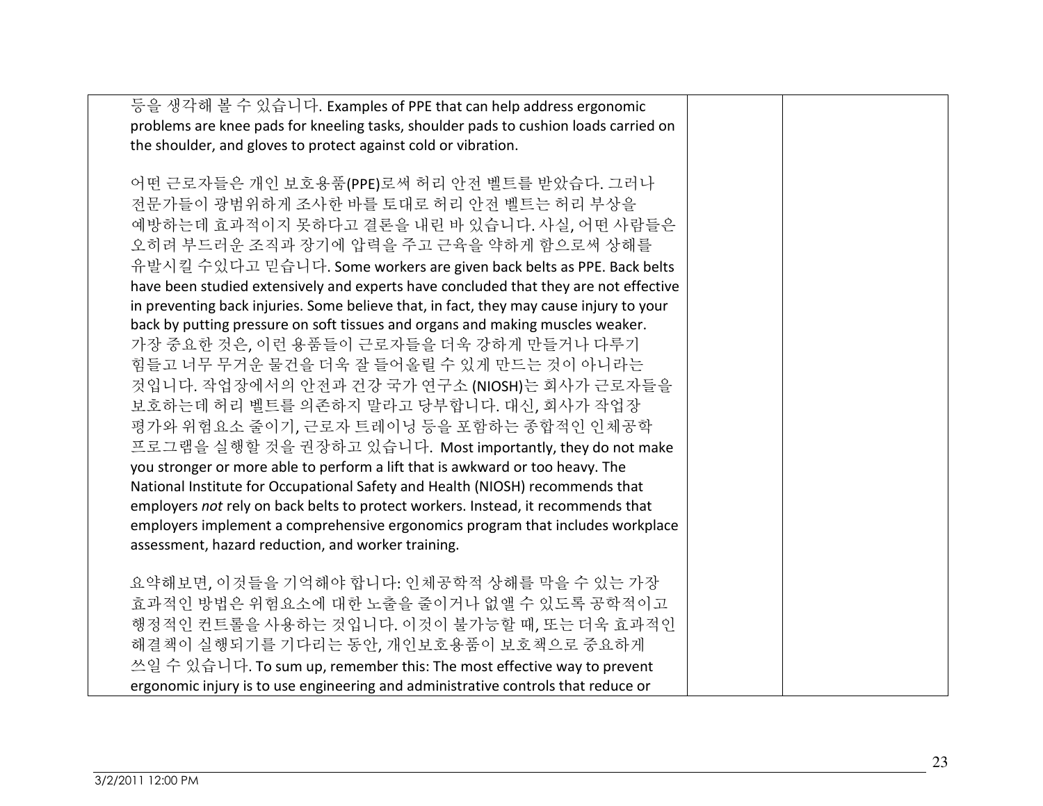| | | |
|---|---|---|
| 등을 생각해 볼 수 있습니다. Examples of PPE that can help address ergonomic problems are knee pads for kneeling tasks, shoulder pads to cushion loads carried on the shoulder, and gloves to protect against cold or vibration.<br><br>어떤 근로자들은 개인 보호용품(PPE)로써 허리 안전 벨트를 받았습다. 그러나 전문가들이 광범위하게 조사한 바를 토대로 허리 안전 벨트는 허리 부상을 예방하는데 효과적이지 못하다고 결론을 내린 바 있습니다. 사실, 어떤 사람들은 오히려 부드러운 조직과 장기에 압력을 주고 근육을 약하게 함으로써 상해를 유발시킬 수있다고 믿습니다. Some workers are given back belts as PPE. Back belts have been studied extensively and experts have concluded that they are not effective in preventing back injuries. Some believe that, in fact, they may cause injury to your back by putting pressure on soft tissues and organs and making muscles weaker. 가장 중요한 것은, 이런 용품들이 근로자들을 더욱 강하게 만들거나 다루기 힘들고 너무 무거운 물건을 더욱 잘 들어올릴 수 있게 만드는 것이 아니라는 것입니다. 작업장에서의 안전과 건강 국가 연구소 (NIOSH)는 회사가 근로자들을 보호하는데 허리 벨트를 의존하지 말라고 당부합니다. 대신, 회사가 작업장 평가와 위험요소 줄이기, 근로자 트레이닝 등을 포함하는 종합적인 인체공학 프로그램을 실행할 것을 권장하고 있습니다. Most importantly, they do not make you stronger or more able to perform a lift that is awkward or too heavy. The National Institute for Occupational Safety and Health (NIOSH) recommends that employers *not* rely on back belts to protect workers. Instead, it recommends that employers implement a comprehensive ergonomics program that includes workplace assessment, hazard reduction, and worker training.<br><br>요약해보면, 이것들을 기억해야 합니다: 인체공학적 상해를 막을 수 있는 가장 효과적인 방법은 위험요소에 대한 노출을 줄이거나 없앨 수 있도록 공학적이고 행정적인 컨트롤을 사용하는 것입니다. 이것이 불가능할 때, 또는 더욱 효과적인 해결책이 실행되기를 기다리는 동안, 개인보호용품이 보호책으로 중요하게 쓰일 수 있습니다. To sum up, remember this: The most effective way to prevent ergonomic injury is to use engineering and administrative controls that reduce or | | |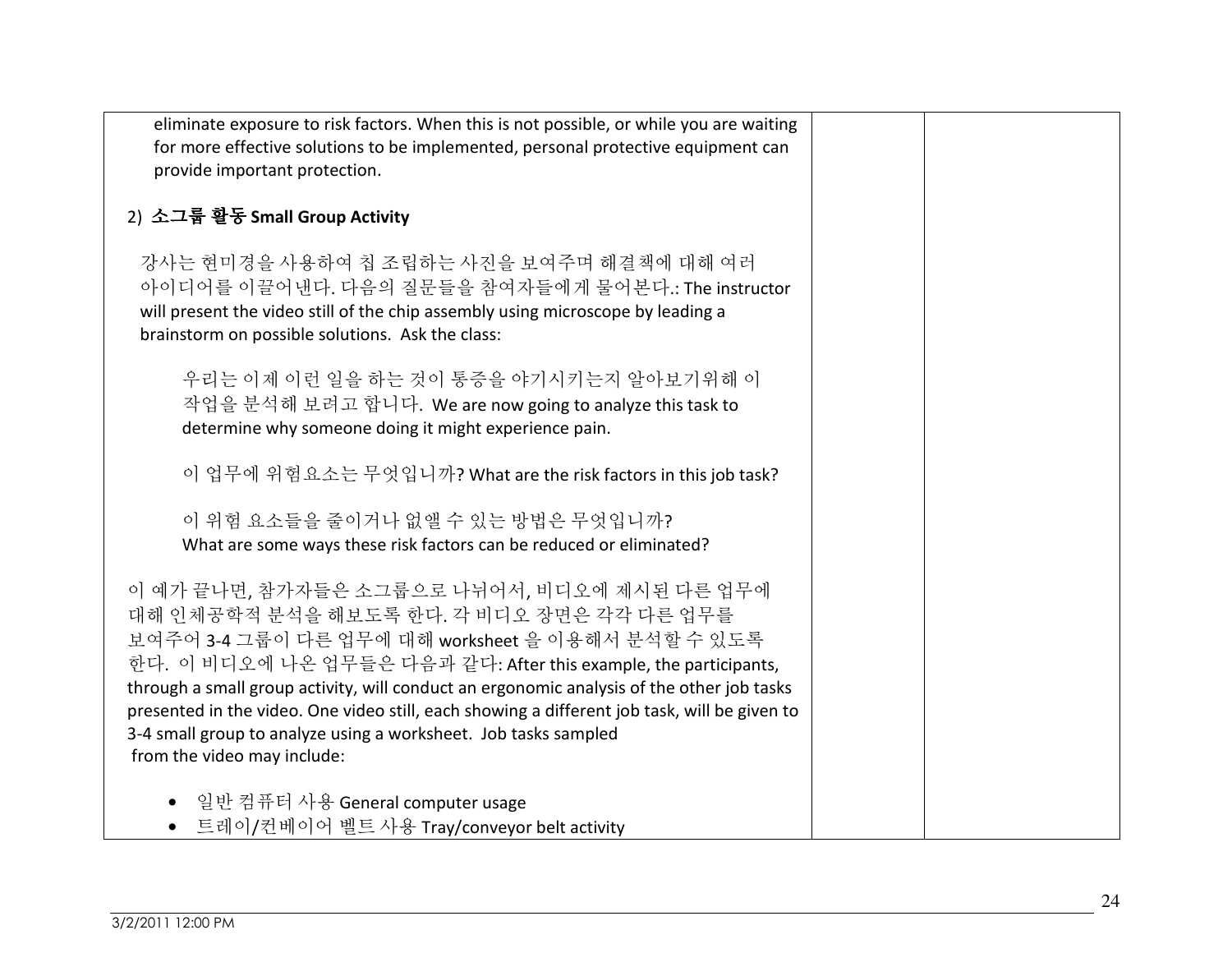eliminate exposure to risk factors. When this is not possible, or while you are waiting for more effective solutions to be implemented, personal protective equipment can provide important protection.

2) **소그룹 활동 Small Group Activity**

강사는 현미경을 사용하여 칩 조립하는 사진을 보여주며 해결책에 대해 여러 아이디어를 이끌어낸다. 다음의 질문들을 참여자들에게 물어본다.: The instructor will present the video still of the chip assembly using microscope by leading a brainstorm on possible solutions. Ask the class:

> 우리는 이제 이런 일을 하는 것이 통증을 야기시키는지 알아보기위해 이 작업을 분석해 보려고 합니다. We are now going to analyze this task to determine why someone doing it might experience pain.
>
> 이 업무에 위험요소는 무엇입니까? What are the risk factors in this job task?
>
> 이 위험 요소들을 줄이거나 없앨 수 있는 방법은 무엇입니까? What are some ways these risk factors can be reduced or eliminated?

이 예가 끝나면, 참가자들은 소그룹으로 나뉘어서, 비디오에 제시된 다른 업무에 대해 인체공학적 분석을 해보도록 한다. 각 비디오 장면은 각각 다른 업무를 보여주어 3-4 그룹이 다른 업무에 대해 worksheet 을 이용해서 분석할 수 있도록 한다. 이 비디오에 나온 업무들은 다음과 같다: After this example, the participants, through a small group activity, will conduct an ergonomic analysis of the other job tasks presented in the video. One video still, each showing a different job task, will be given to 3-4 small group to analyze using a worksheet. Job tasks sampled from the video may include:

- 일반 컴퓨터 사용 General computer usage
- 트레이/컨베이어 벨트 사용 Tray/conveyor belt activity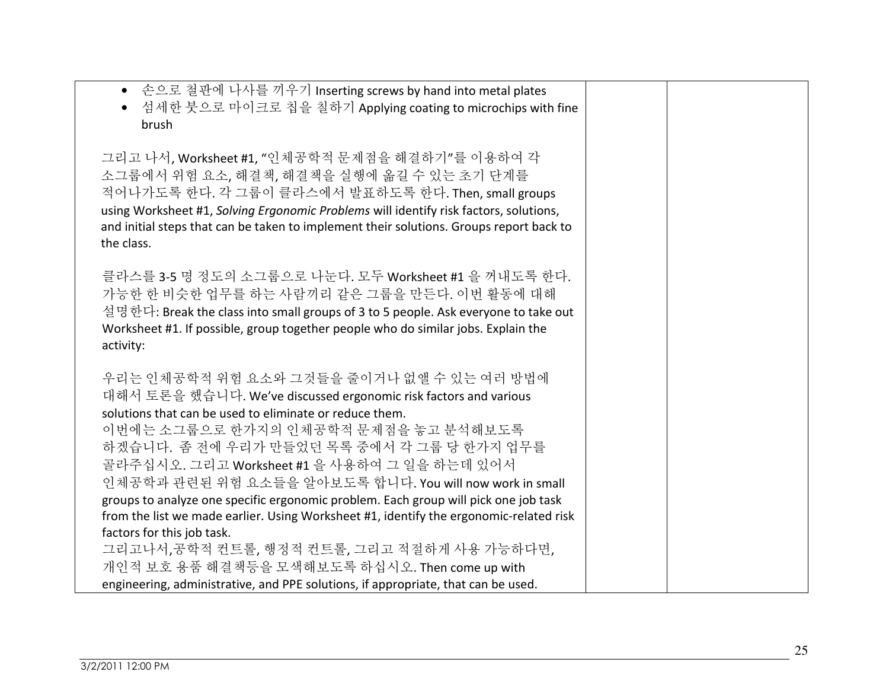| | | |
|---|---|---|
| • 손으로 철판에 나사를 끼우기 Inserting screws by hand into metal plates<br>• 섬세한 붓으로 마이크로 칩을 칠하기 Applying coating to microchips with fine brush<br><br>그리고 나서, Worksheet #1, "인체공학적 문제점을 해결하기"를 이용하여 각 소그룹에서 위험 요소, 해결책, 해결책을 실행에 옮길 수 있는 초기 단계를 적어나가도록 한다. 각 그룹이 클라스에서 발표하도록 한다. Then, small groups using Worksheet #1, *Solving Ergonomic Problems* will identify risk factors, solutions, and initial steps that can be taken to implement their solutions. Groups report back to the class.<br><br>클라스를 3-5 명 정도의 소그룹으로 나눈다. 모두 Worksheet #1 을 꺼내도록 한다. 가능한 한 비슷한 업무를 하는 사람끼리 같은 그룹을 만든다. 이번 활동에 대해 설명한다: Break the class into small groups of 3 to 5 people. Ask everyone to take out Worksheet #1. If possible, group together people who do similar jobs. Explain the activity:<br><br>우리는 인체공학적 위험 요소와 그것들을 줄이거나 없앨 수 있는 여러 방법에 대해서 토론을 했습니다. We've discussed ergonomic risk factors and various solutions that can be used to eliminate or reduce them.<br>이번에는 소그룹으로 한가지의 인체공학적 문제점을 놓고 분석해보도록 하겠습니다. 좀 전에 우리가 만들었던 목록 중에서 각 그룹 당 한가지 업무를 골라주십시오. 그리고 Worksheet #1 을 사용하여 그 일을 하는데 있어서 인체공학과 관련된 위험 요소들을 알아보도록 합니다. You will now work in small groups to analyze one specific ergonomic problem. Each group will pick one job task from the list we made earlier. Using Worksheet #1, identify the ergonomic-related risk factors for this job task.<br>그리고나서,공학적 컨트롤, 행정적 컨트롤, 그리고 적절하게 사용 가능하다면, 개인적 보호 용품 해결책등을 모색해보도록 하십시오. Then come up with engineering, administrative, and PPE solutions, if appropriate, that can be used. | | |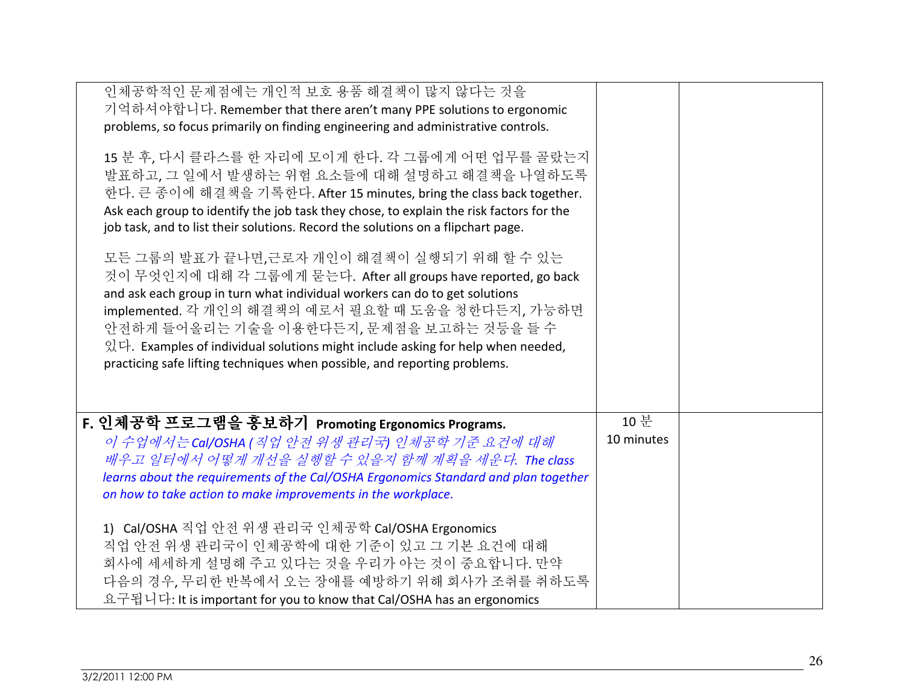| | | |
|---|---|---|
| 인체공학적인 문제점에는 개인적 보호 용품 해결책이 많지 않다는 것을 기억하셔야합니다. Remember that there aren't many PPE solutions to ergonomic problems, so focus primarily on finding engineering and administrative controls.<br><br>15 분 후, 다시 클라스를 한 자리에 모이게 한다. 각 그룹에게 어떤 업무를 골랐는지 발표하고, 그 일에서 발생하는 위험 요소들에 대해 설명하고 해결책을 나열하도록 한다. 큰 종이에 해결책을 기록한다. After 15 minutes, bring the class back together. Ask each group to identify the job task they chose, to explain the risk factors for the job task, and to list their solutions. Record the solutions on a flipchart page.<br><br>모든 그룹의 발표가 끝나면,근로자 개인이 해결책이 실행되기 위해 할 수 있는 것이 무엇인지에 대해 각 그룹에게 묻는다. After all groups have reported, go back and ask each group in turn what individual workers can do to get solutions implemented. 각 개인의 해결책의 예로서 필요할 때 도움을 청한다든지, 가능하면 안전하게 들어올리는 기술을 이용한다든지, 문제점을 보고하는 것등을 들 수 있다. Examples of individual solutions might include asking for help when needed, practicing safe lifting techniques when possible, and reporting problems. | | |
| **F. 인체공학 프로그램을 홍보하기 Promoting Ergonomics Programs.**<br>*이 수업에서는 Cal/OSHA (직업 안전 위생 관리국) 인체공학 기준 요건에 대해 배우고 일터에서 어떻게 개선을 실행할 수 있을지 함께 계획을 세운다. The class learns about the requirements of the Cal/OSHA Ergonomics Standard and plan together on how to take action to make improvements in the workplace.*<br><br>1) Cal/OSHA 직업 안전 위생 관리국 인체공학 Cal/OSHA Ergonomics<br>직업 안전 위생 관리국이 인체공학에 대한 기준이 있고 그 기본 요건에 대해 회사에 세세하게 설명해 주고 있다는 것을 우리가 아는 것이 중요합니다. 만약 다음의 경우, 무리한 반복에서 오는 장애를 예방하기 위해 회사가 조취를 취하도록 요구됩니다: It is important for you to know that Cal/OSHA has an ergonomics | 10 분<br>10 minutes | |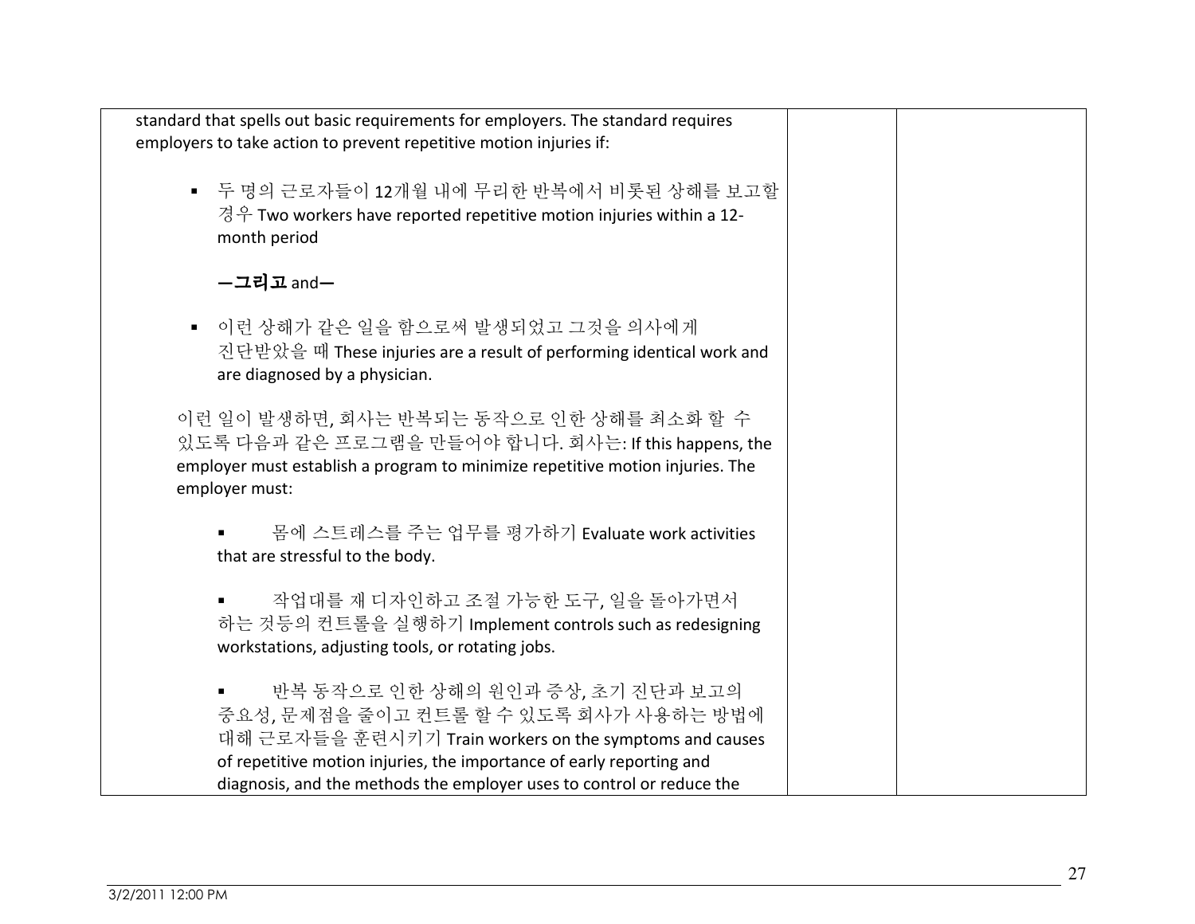| | | |
|---|---|---|
| standard that spells out basic requirements for employers. The standard requires employers to take action to prevent repetitive motion injuries if:<br><br>▪ 두 명의 근로자들이 12개월 내에 무리한 반복에서 비롯된 상해를 보고할 경우 Two workers have reported repetitive motion injuries within a 12-month period<br><br>**—그리고** and—<br><br>▪ 이런 상해가 같은 일을 함으로써 발생되었고 그것을 의사에게 진단받았을 때 These injuries are a result of performing identical work and are diagnosed by a physician.<br><br>이런 일이 발생하면, 회사는 반복되는 동작으로 인한 상해를 최소화 할 수 있도록 다음과 같은 프로그램을 만들어야 합니다. 회사는: If this happens, the employer must establish a program to minimize repetitive motion injuries. The employer must:<br><br>▪ 몸에 스트레스를 주는 업무를 평가하기 Evaluate work activities that are stressful to the body.<br><br>▪ 작업대를 재 디자인하고 조절 가능한 도구, 일을 돌아가면서 하는 것등의 컨트롤을 실행하기 Implement controls such as redesigning workstations, adjusting tools, or rotating jobs.<br><br>▪ 반복 동작으로 인한 상해의 원인과 증상, 초기 진단과 보고의 중요성, 문제점을 줄이고 컨트롤 할 수 있도록 회사가 사용하는 방법에 대해 근로자들을 훈련시키기 Train workers on the symptoms and causes of repetitive motion injuries, the importance of early reporting and diagnosis, and the methods the employer uses to control or reduce the | | |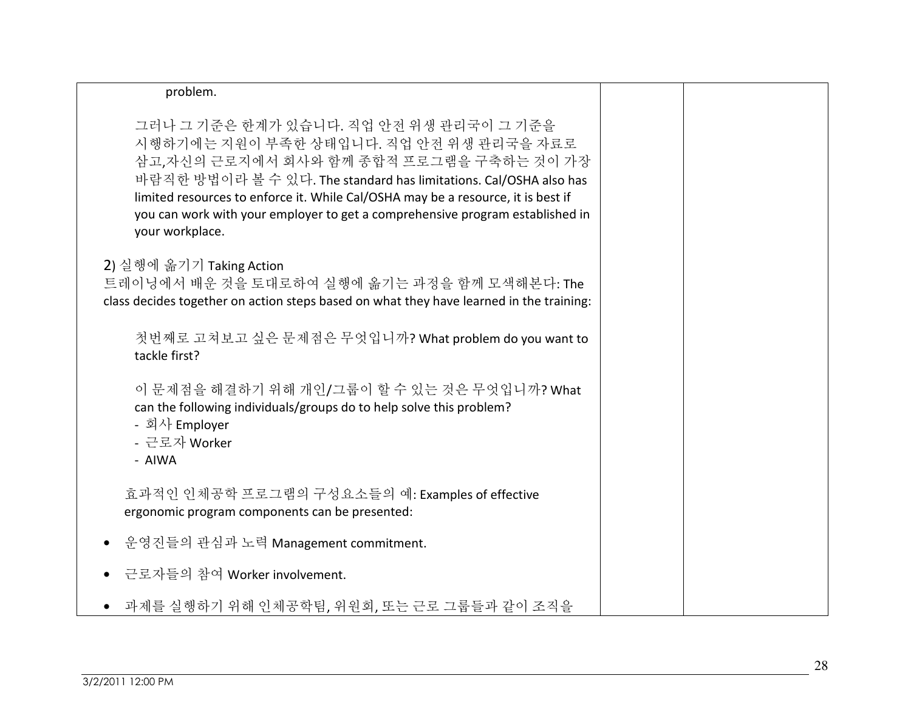problem.

그러나 그 기준은 한계가 있습니다. 직업 안전 위생 관리국이 그 기준을 시행하기에는 지원이 부족한 상태입니다. 직업 안전 위생 관리국을 자료로 삼고,자신의 근로지에서 회사와 함께 종합적 프로그램을 구축하는 것이 가장 바람직한 방법이라 볼 수 있다. The standard has limitations. Cal/OSHA also has limited resources to enforce it. While Cal/OSHA may be a resource, it is best if you can work with your employer to get a comprehensive program established in your workplace.

2) 실행에 옮기기 Taking Action

트레이닝에서 배운 것을 토대로하여 실행에 옮기는 과정을 함께 모색해본다: The class decides together on action steps based on what they have learned in the training:

첫번째로 고쳐보고 싶은 문제점은 무엇입니까? What problem do you want to tackle first?

이 문제점을 해결하기 위해 개인/그룹이 할 수 있는 것은 무엇입니까? What can the following individuals/groups do to help solve this problem?
- 회사 Employer
- 근로자 Worker
- AIWA

효과적인 인체공학 프로그램의 구성요소들의 예: Examples of effective ergonomic program components can be presented:

- 운영진들의 관심과 노력 Management commitment.
- 근로자들의 참여 Worker involvement.
- 과제를 실행하기 위해 인체공학팀, 위원회, 또는 근로 그룹들과 같이 조직을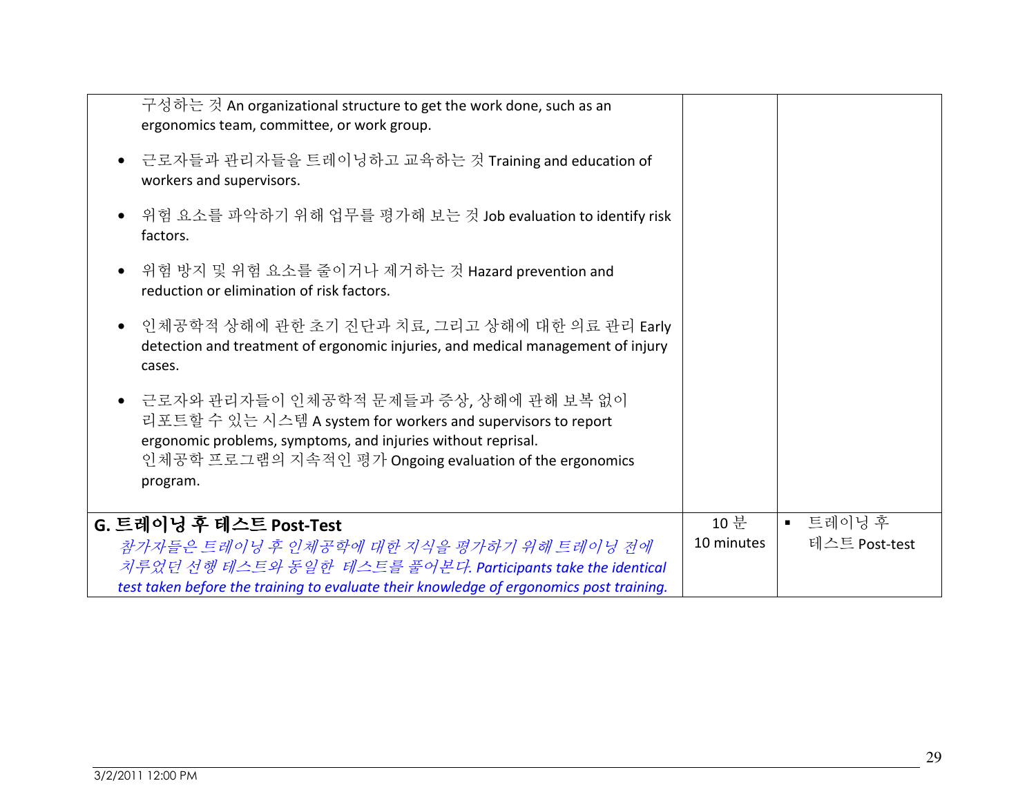| | | |
|---|---|---|
| 구성하는 것 An organizational structure to get the work done, such as an ergonomics team, committee, or work group.<br><br>• 근로자들과 관리자들을 트레이닝하고 교육하는 것 Training and education of workers and supervisors.<br><br>• 위험 요소를 파악하기 위해 업무를 평가해 보는 것 Job evaluation to identify risk factors.<br><br>• 위험 방지 및 위험 요소를 줄이거나 제거하는 것 Hazard prevention and reduction or elimination of risk factors.<br><br>• 인체공학적 상해에 관한 초기 진단과 치료, 그리고 상해에 대한 의료 관리 Early detection and treatment of ergonomic injuries, and medical management of injury cases.<br><br>• 근로자와 관리자들이 인체공학적 문제들과 증상, 상해에 관해 보복 없이 리포트할 수 있는 시스템 A system for workers and supervisors to report ergonomic problems, symptoms, and injuries without reprisal.<br>인체공학 프로그램의 지속적인 평가 Ongoing evaluation of the ergonomics program. | | |
| **G. 트레이닝 후 테스트 Post-Test**<br>*참가자들은 트레이닝 후 인체공학에 대한 지식을 평가하기 위해 트레이닝 전에 치루었던 선행 테스트와 동일한 테스트를 풀어본다. Participants take the identical test taken before the training to evaluate their knowledge of ergonomics post training.* | 10 분<br>10 minutes | ▪ 트레이닝 후 테스트 Post-test |